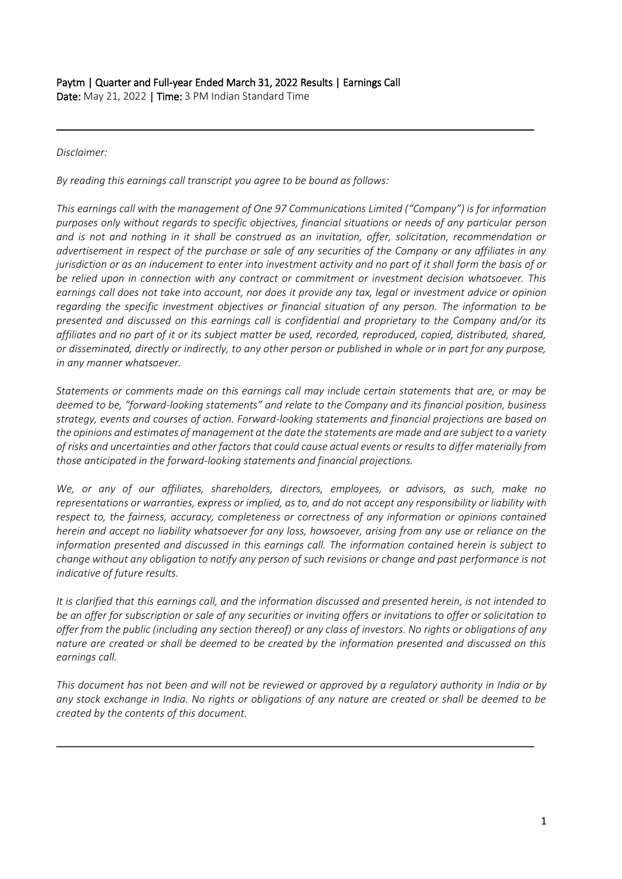**Paytm | Quarter and Full-year Ended March 31, 2022 Results | Earnings Call**
**Date:** May 21, 2022 | **Time:** 3 PM Indian Standard Time

---

*Disclaimer:*

*By reading this earnings call transcript you agree to be bound as follows:*

*This earnings call with the management of One 97 Communications Limited ("Company") is for information purposes only without regards to specific objectives, financial situations or needs of any particular person and is not and nothing in it shall be construed as an invitation, offer, solicitation, recommendation or advertisement in respect of the purchase or sale of any securities of the Company or any affiliates in any jurisdiction or as an inducement to enter into investment activity and no part of it shall form the basis of or be relied upon in connection with any contract or commitment or investment decision whatsoever. This earnings call does not take into account, nor does it provide any tax, legal or investment advice or opinion regarding the specific investment objectives or financial situation of any person. The information to be presented and discussed on this earnings call is confidential and proprietary to the Company and/or its affiliates and no part of it or its subject matter be used, recorded, reproduced, copied, distributed, shared, or disseminated, directly or indirectly, to any other person or published in whole or in part for any purpose, in any manner whatsoever.*

*Statements or comments made on this earnings call may include certain statements that are, or may be deemed to be, "forward-looking statements" and relate to the Company and its financial position, business strategy, events and courses of action. Forward-looking statements and financial projections are based on the opinions and estimates of management at the date the statements are made and are subject to a variety of risks and uncertainties and other factors that could cause actual events or results to differ materially from those anticipated in the forward-looking statements and financial projections.*

*We, or any of our affiliates, shareholders, directors, employees, or advisors, as such, make no representations or warranties, express or implied, as to, and do not accept any responsibility or liability with respect to, the fairness, accuracy, completeness or correctness of any information or opinions contained herein and accept no liability whatsoever for any loss, howsoever, arising from any use or reliance on the information presented and discussed in this earnings call. The information contained herein is subject to change without any obligation to notify any person of such revisions or change and past performance is not indicative of future results.*

*It is clarified that this earnings call, and the information discussed and presented herein, is not intended to be an offer for subscription or sale of any securities or inviting offers or invitations to offer or solicitation to offer from the public (including any section thereof) or any class of investors. No rights or obligations of any nature are created or shall be deemed to be created by the information presented and discussed on this earnings call.*

*This document has not been and will not be reviewed or approved by a regulatory authority in India or by any stock exchange in India. No rights or obligations of any nature are created or shall be deemed to be created by the contents of this document.*

---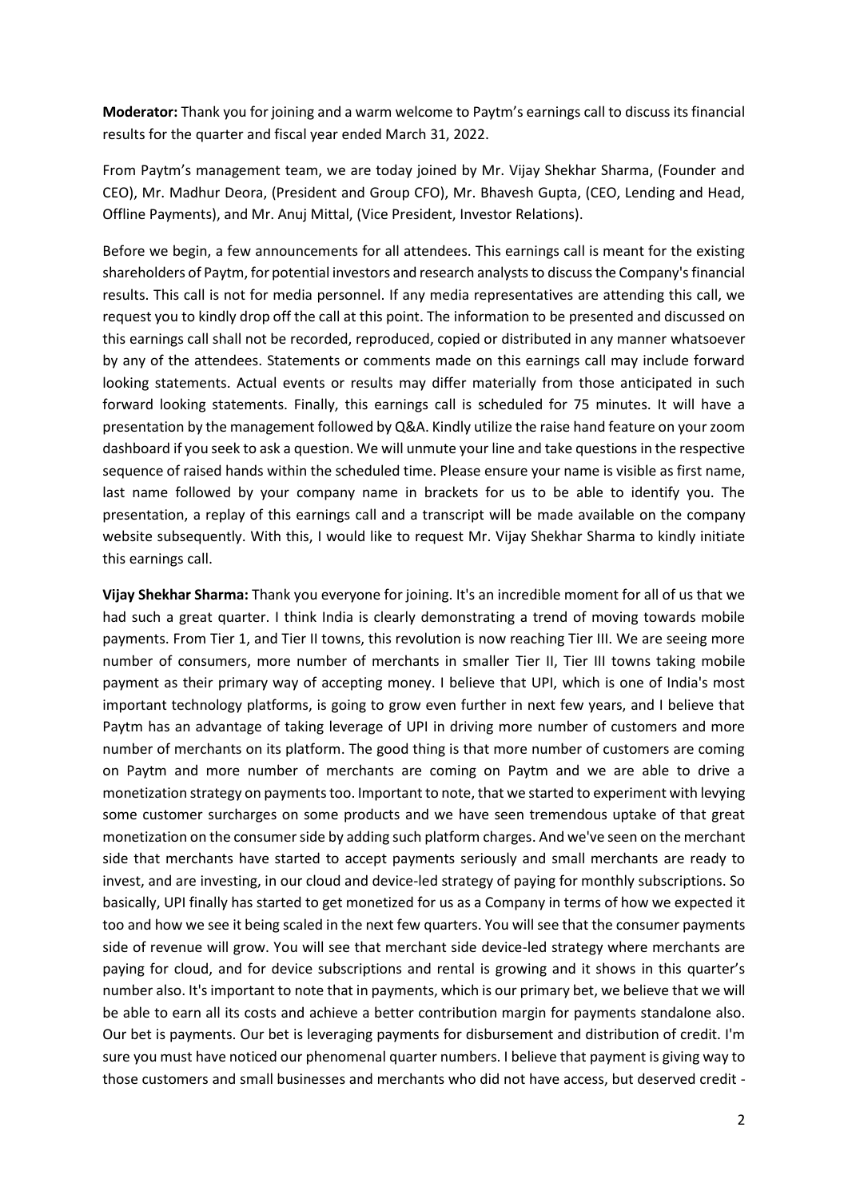**Moderator:** Thank you for joining and a warm welcome to Paytm's earnings call to discuss its financial results for the quarter and fiscal year ended March 31, 2022.

From Paytm's management team, we are today joined by Mr. Vijay Shekhar Sharma, (Founder and CEO), Mr. Madhur Deora, (President and Group CFO), Mr. Bhavesh Gupta, (CEO, Lending and Head, Offline Payments), and Mr. Anuj Mittal, (Vice President, Investor Relations).

Before we begin, a few announcements for all attendees. This earnings call is meant for the existing shareholders of Paytm, for potential investors and research analysts to discuss the Company's financial results. This call is not for media personnel. If any media representatives are attending this call, we request you to kindly drop off the call at this point. The information to be presented and discussed on this earnings call shall not be recorded, reproduced, copied or distributed in any manner whatsoever by any of the attendees. Statements or comments made on this earnings call may include forward looking statements. Actual events or results may differ materially from those anticipated in such forward looking statements. Finally, this earnings call is scheduled for 75 minutes. It will have a presentation by the management followed by Q&A. Kindly utilize the raise hand feature on your zoom dashboard if you seek to ask a question. We will unmute your line and take questions in the respective sequence of raised hands within the scheduled time. Please ensure your name is visible as first name, last name followed by your company name in brackets for us to be able to identify you. The presentation, a replay of this earnings call and a transcript will be made available on the company website subsequently. With this, I would like to request Mr. Vijay Shekhar Sharma to kindly initiate this earnings call.

**Vijay Shekhar Sharma:** Thank you everyone for joining. It's an incredible moment for all of us that we had such a great quarter. I think India is clearly demonstrating a trend of moving towards mobile payments. From Tier 1, and Tier II towns, this revolution is now reaching Tier III. We are seeing more number of consumers, more number of merchants in smaller Tier II, Tier III towns taking mobile payment as their primary way of accepting money. I believe that UPI, which is one of India's most important technology platforms, is going to grow even further in next few years, and I believe that Paytm has an advantage of taking leverage of UPI in driving more number of customers and more number of merchants on its platform. The good thing is that more number of customers are coming on Paytm and more number of merchants are coming on Paytm and we are able to drive a monetization strategy on payments too. Important to note, that we started to experiment with levying some customer surcharges on some products and we have seen tremendous uptake of that great monetization on the consumer side by adding such platform charges. And we've seen on the merchant side that merchants have started to accept payments seriously and small merchants are ready to invest, and are investing, in our cloud and device-led strategy of paying for monthly subscriptions. So basically, UPI finally has started to get monetized for us as a Company in terms of how we expected it too and how we see it being scaled in the next few quarters. You will see that the consumer payments side of revenue will grow. You will see that merchant side device-led strategy where merchants are paying for cloud, and for device subscriptions and rental is growing and it shows in this quarter's number also. It's important to note that in payments, which is our primary bet, we believe that we will be able to earn all its costs and achieve a better contribution margin for payments standalone also. Our bet is payments. Our bet is leveraging payments for disbursement and distribution of credit. I'm sure you must have noticed our phenomenal quarter numbers. I believe that payment is giving way to those customers and small businesses and merchants who did not have access, but deserved credit -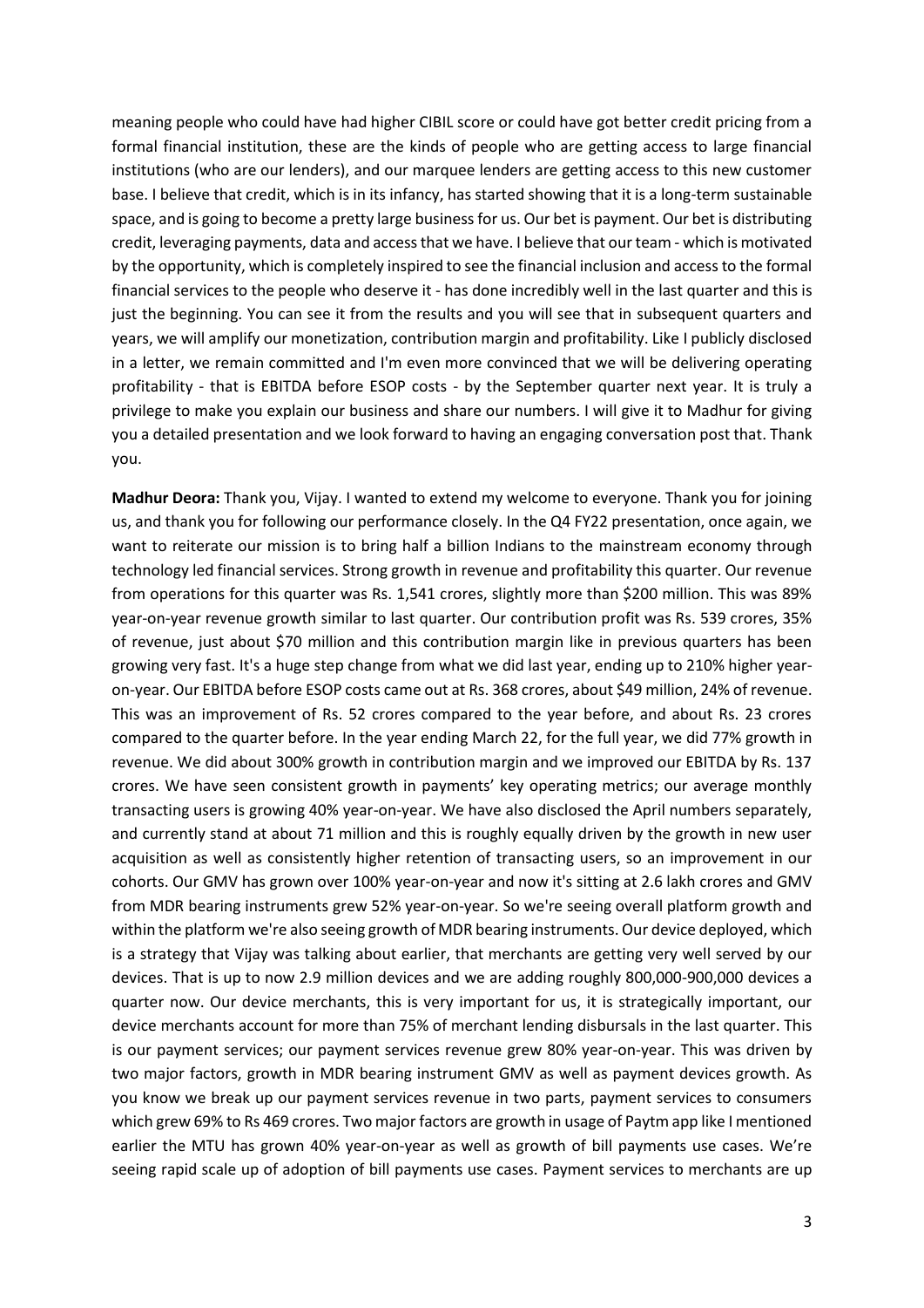meaning people who could have had higher CIBIL score or could have got better credit pricing from a formal financial institution, these are the kinds of people who are getting access to large financial institutions (who are our lenders), and our marquee lenders are getting access to this new customer base. I believe that credit, which is in its infancy, has started showing that it is a long-term sustainable space, and is going to become a pretty large business for us. Our bet is payment. Our bet is distributing credit, leveraging payments, data and access that we have. I believe that our team - which is motivated by the opportunity, which is completely inspired to see the financial inclusion and access to the formal financial services to the people who deserve it - has done incredibly well in the last quarter and this is just the beginning. You can see it from the results and you will see that in subsequent quarters and years, we will amplify our monetization, contribution margin and profitability. Like I publicly disclosed in a letter, we remain committed and I'm even more convinced that we will be delivering operating profitability - that is EBITDA before ESOP costs - by the September quarter next year. It is truly a privilege to make you explain our business and share our numbers. I will give it to Madhur for giving you a detailed presentation and we look forward to having an engaging conversation post that. Thank you.

**Madhur Deora:** Thank you, Vijay. I wanted to extend my welcome to everyone. Thank you for joining us, and thank you for following our performance closely. In the Q4 FY22 presentation, once again, we want to reiterate our mission is to bring half a billion Indians to the mainstream economy through technology led financial services. Strong growth in revenue and profitability this quarter. Our revenue from operations for this quarter was Rs. 1,541 crores, slightly more than $200 million. This was 89% year-on-year revenue growth similar to last quarter. Our contribution profit was Rs. 539 crores, 35% of revenue, just about $70 million and this contribution margin like in previous quarters has been growing very fast. It's a huge step change from what we did last year, ending up to 210% higher year-on-year. Our EBITDA before ESOP costs came out at Rs. 368 crores, about $49 million, 24% of revenue. This was an improvement of Rs. 52 crores compared to the year before, and about Rs. 23 crores compared to the quarter before. In the year ending March 22, for the full year, we did 77% growth in revenue. We did about 300% growth in contribution margin and we improved our EBITDA by Rs. 137 crores. We have seen consistent growth in payments' key operating metrics; our average monthly transacting users is growing 40% year-on-year. We have also disclosed the April numbers separately, and currently stand at about 71 million and this is roughly equally driven by the growth in new user acquisition as well as consistently higher retention of transacting users, so an improvement in our cohorts. Our GMV has grown over 100% year-on-year and now it's sitting at 2.6 lakh crores and GMV from MDR bearing instruments grew 52% year-on-year. So we're seeing overall platform growth and within the platform we're also seeing growth of MDR bearing instruments. Our device deployed, which is a strategy that Vijay was talking about earlier, that merchants are getting very well served by our devices. That is up to now 2.9 million devices and we are adding roughly 800,000-900,000 devices a quarter now. Our device merchants, this is very important for us, it is strategically important, our device merchants account for more than 75% of merchant lending disbursals in the last quarter. This is our payment services; our payment services revenue grew 80% year-on-year. This was driven by two major factors, growth in MDR bearing instrument GMV as well as payment devices growth. As you know we break up our payment services revenue in two parts, payment services to consumers which grew 69% to Rs 469 crores. Two major factors are growth in usage of Paytm app like I mentioned earlier the MTU has grown 40% year-on-year as well as growth of bill payments use cases. We're seeing rapid scale up of adoption of bill payments use cases. Payment services to merchants are up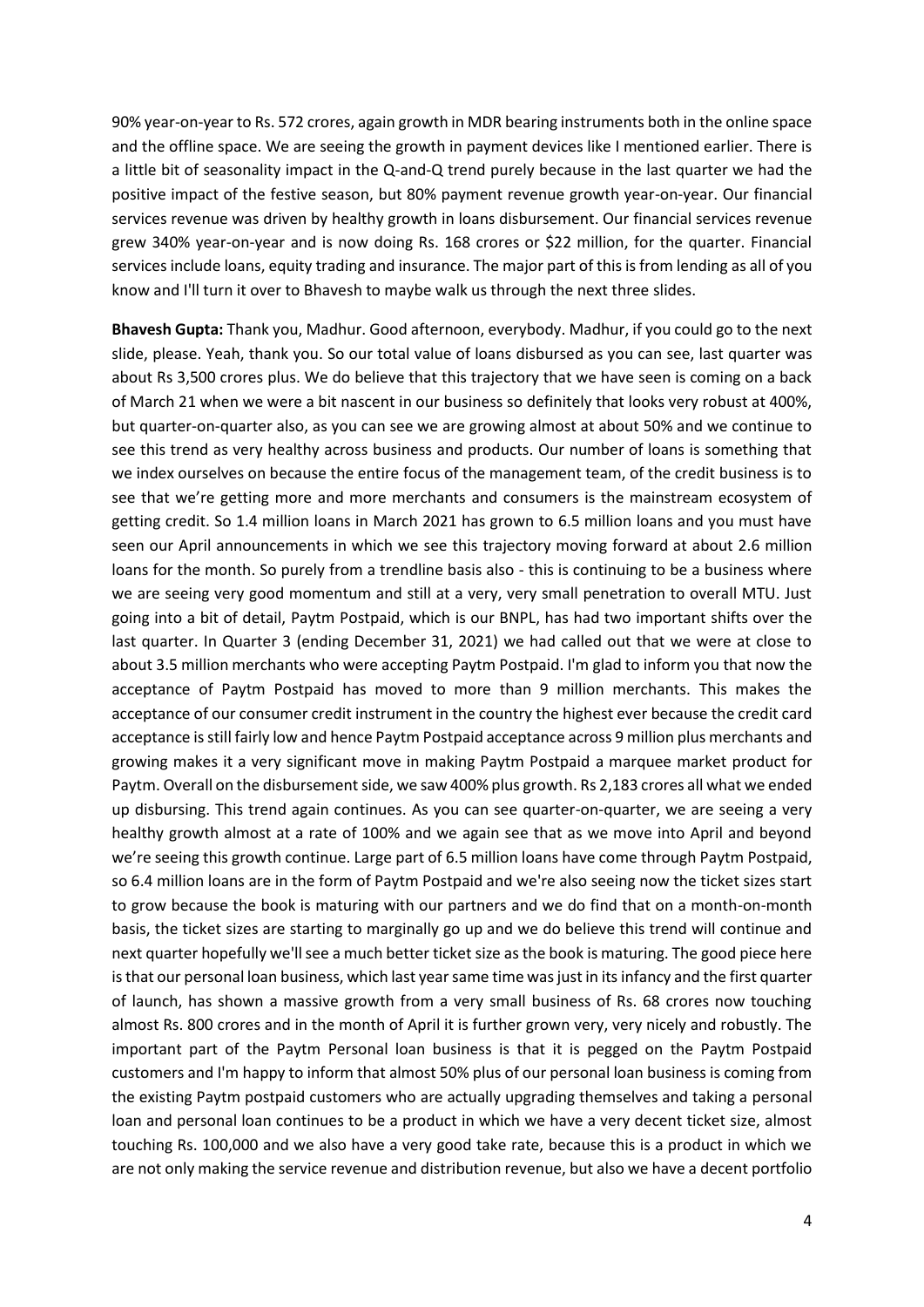90% year-on-year to Rs. 572 crores, again growth in MDR bearing instruments both in the online space and the offline space. We are seeing the growth in payment devices like I mentioned earlier. There is a little bit of seasonality impact in the Q-and-Q trend purely because in the last quarter we had the positive impact of the festive season, but 80% payment revenue growth year-on-year. Our financial services revenue was driven by healthy growth in loans disbursement. Our financial services revenue grew 340% year-on-year and is now doing Rs. 168 crores or $22 million, for the quarter. Financial services include loans, equity trading and insurance. The major part of this is from lending as all of you know and I'll turn it over to Bhavesh to maybe walk us through the next three slides.

**Bhavesh Gupta:** Thank you, Madhur. Good afternoon, everybody. Madhur, if you could go to the next slide, please. Yeah, thank you. So our total value of loans disbursed as you can see, last quarter was about Rs 3,500 crores plus. We do believe that this trajectory that we have seen is coming on a back of March 21 when we were a bit nascent in our business so definitely that looks very robust at 400%, but quarter-on-quarter also, as you can see we are growing almost at about 50% and we continue to see this trend as very healthy across business and products. Our number of loans is something that we index ourselves on because the entire focus of the management team, of the credit business is to see that we're getting more and more merchants and consumers is the mainstream ecosystem of getting credit. So 1.4 million loans in March 2021 has grown to 6.5 million loans and you must have seen our April announcements in which we see this trajectory moving forward at about 2.6 million loans for the month. So purely from a trendline basis also - this is continuing to be a business where we are seeing very good momentum and still at a very, very small penetration to overall MTU. Just going into a bit of detail, Paytm Postpaid, which is our BNPL, has had two important shifts over the last quarter. In Quarter 3 (ending December 31, 2021) we had called out that we were at close to about 3.5 million merchants who were accepting Paytm Postpaid. I'm glad to inform you that now the acceptance of Paytm Postpaid has moved to more than 9 million merchants. This makes the acceptance of our consumer credit instrument in the country the highest ever because the credit card acceptance is still fairly low and hence Paytm Postpaid acceptance across 9 million plus merchants and growing makes it a very significant move in making Paytm Postpaid a marquee market product for Paytm. Overall on the disbursement side, we saw 400% plus growth. Rs 2,183 crores all what we ended up disbursing. This trend again continues. As you can see quarter-on-quarter, we are seeing a very healthy growth almost at a rate of 100% and we again see that as we move into April and beyond we're seeing this growth continue. Large part of 6.5 million loans have come through Paytm Postpaid, so 6.4 million loans are in the form of Paytm Postpaid and we're also seeing now the ticket sizes start to grow because the book is maturing with our partners and we do find that on a month-on-month basis, the ticket sizes are starting to marginally go up and we do believe this trend will continue and next quarter hopefully we'll see a much better ticket size as the book is maturing. The good piece here is that our personal loan business, which last year same time was just in its infancy and the first quarter of launch, has shown a massive growth from a very small business of Rs. 68 crores now touching almost Rs. 800 crores and in the month of April it is further grown very, very nicely and robustly. The important part of the Paytm Personal loan business is that it is pegged on the Paytm Postpaid customers and I'm happy to inform that almost 50% plus of our personal loan business is coming from the existing Paytm postpaid customers who are actually upgrading themselves and taking a personal loan and personal loan continues to be a product in which we have a very decent ticket size, almost touching Rs. 100,000 and we also have a very good take rate, because this is a product in which we are not only making the service revenue and distribution revenue, but also we have a decent portfolio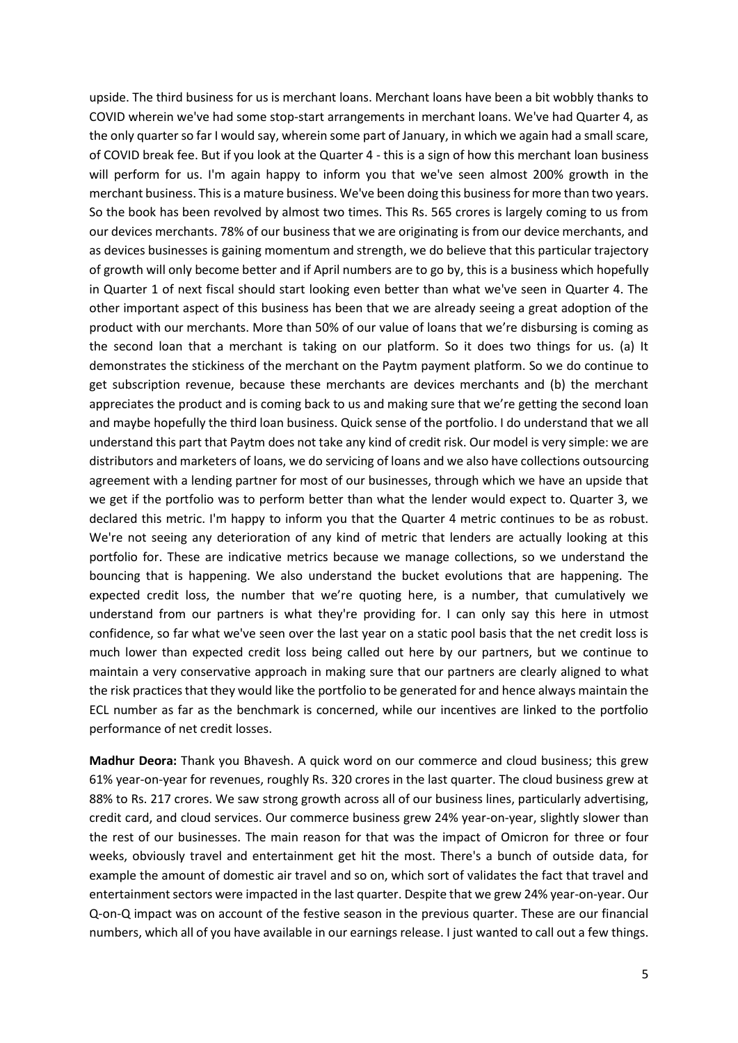upside. The third business for us is merchant loans. Merchant loans have been a bit wobbly thanks to COVID wherein we've had some stop-start arrangements in merchant loans. We've had Quarter 4, as the only quarter so far I would say, wherein some part of January, in which we again had a small scare, of COVID break fee. But if you look at the Quarter 4 - this is a sign of how this merchant loan business will perform for us. I'm again happy to inform you that we've seen almost 200% growth in the merchant business. This is a mature business. We've been doing this business for more than two years. So the book has been revolved by almost two times. This Rs. 565 crores is largely coming to us from our devices merchants. 78% of our business that we are originating is from our device merchants, and as devices businesses is gaining momentum and strength, we do believe that this particular trajectory of growth will only become better and if April numbers are to go by, this is a business which hopefully in Quarter 1 of next fiscal should start looking even better than what we've seen in Quarter 4. The other important aspect of this business has been that we are already seeing a great adoption of the product with our merchants. More than 50% of our value of loans that we're disbursing is coming as the second loan that a merchant is taking on our platform. So it does two things for us. (a) It demonstrates the stickiness of the merchant on the Paytm payment platform. So we do continue to get subscription revenue, because these merchants are devices merchants and (b) the merchant appreciates the product and is coming back to us and making sure that we're getting the second loan and maybe hopefully the third loan business. Quick sense of the portfolio. I do understand that we all understand this part that Paytm does not take any kind of credit risk. Our model is very simple: we are distributors and marketers of loans, we do servicing of loans and we also have collections outsourcing agreement with a lending partner for most of our businesses, through which we have an upside that we get if the portfolio was to perform better than what the lender would expect to. Quarter 3, we declared this metric. I'm happy to inform you that the Quarter 4 metric continues to be as robust. We're not seeing any deterioration of any kind of metric that lenders are actually looking at this portfolio for. These are indicative metrics because we manage collections, so we understand the bouncing that is happening. We also understand the bucket evolutions that are happening. The expected credit loss, the number that we're quoting here, is a number, that cumulatively we understand from our partners is what they're providing for. I can only say this here in utmost confidence, so far what we've seen over the last year on a static pool basis that the net credit loss is much lower than expected credit loss being called out here by our partners, but we continue to maintain a very conservative approach in making sure that our partners are clearly aligned to what the risk practices that they would like the portfolio to be generated for and hence always maintain the ECL number as far as the benchmark is concerned, while our incentives are linked to the portfolio performance of net credit losses.

**Madhur Deora:** Thank you Bhavesh. A quick word on our commerce and cloud business; this grew 61% year-on-year for revenues, roughly Rs. 320 crores in the last quarter. The cloud business grew at 88% to Rs. 217 crores. We saw strong growth across all of our business lines, particularly advertising, credit card, and cloud services. Our commerce business grew 24% year-on-year, slightly slower than the rest of our businesses. The main reason for that was the impact of Omicron for three or four weeks, obviously travel and entertainment get hit the most. There's a bunch of outside data, for example the amount of domestic air travel and so on, which sort of validates the fact that travel and entertainment sectors were impacted in the last quarter. Despite that we grew 24% year-on-year. Our Q-on-Q impact was on account of the festive season in the previous quarter. These are our financial numbers, which all of you have available in our earnings release. I just wanted to call out a few things.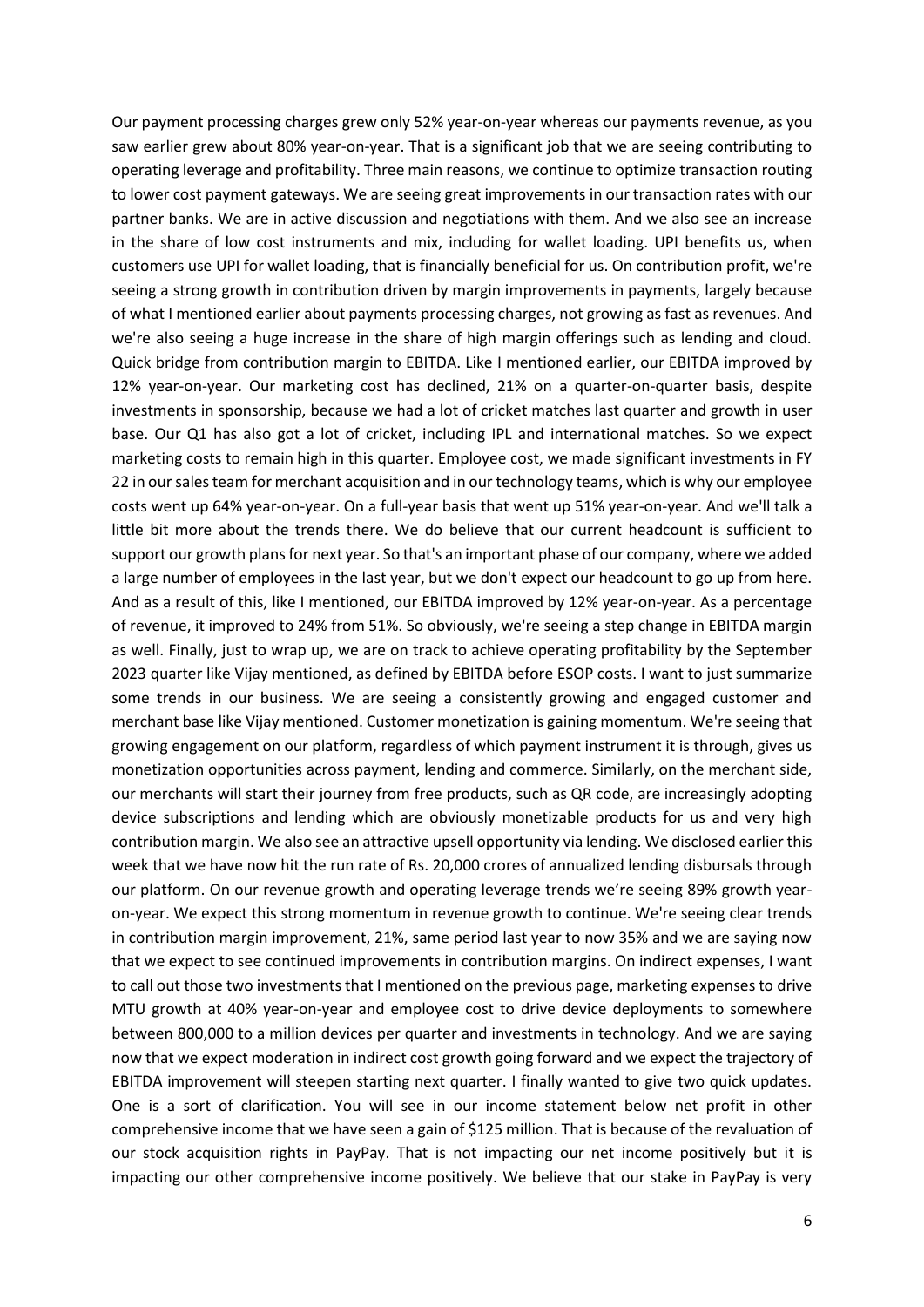Our payment processing charges grew only 52% year-on-year whereas our payments revenue, as you saw earlier grew about 80% year-on-year. That is a significant job that we are seeing contributing to operating leverage and profitability. Three main reasons, we continue to optimize transaction routing to lower cost payment gateways. We are seeing great improvements in our transaction rates with our partner banks. We are in active discussion and negotiations with them. And we also see an increase in the share of low cost instruments and mix, including for wallet loading. UPI benefits us, when customers use UPI for wallet loading, that is financially beneficial for us. On contribution profit, we're seeing a strong growth in contribution driven by margin improvements in payments, largely because of what I mentioned earlier about payments processing charges, not growing as fast as revenues. And we're also seeing a huge increase in the share of high margin offerings such as lending and cloud. Quick bridge from contribution margin to EBITDA. Like I mentioned earlier, our EBITDA improved by 12% year-on-year. Our marketing cost has declined, 21% on a quarter-on-quarter basis, despite investments in sponsorship, because we had a lot of cricket matches last quarter and growth in user base. Our Q1 has also got a lot of cricket, including IPL and international matches. So we expect marketing costs to remain high in this quarter. Employee cost, we made significant investments in FY 22 in our sales team for merchant acquisition and in our technology teams, which is why our employee costs went up 64% year-on-year. On a full-year basis that went up 51% year-on-year. And we'll talk a little bit more about the trends there. We do believe that our current headcount is sufficient to support our growth plans for next year. So that's an important phase of our company, where we added a large number of employees in the last year, but we don't expect our headcount to go up from here. And as a result of this, like I mentioned, our EBITDA improved by 12% year-on-year. As a percentage of revenue, it improved to 24% from 51%. So obviously, we're seeing a step change in EBITDA margin as well. Finally, just to wrap up, we are on track to achieve operating profitability by the September 2023 quarter like Vijay mentioned, as defined by EBITDA before ESOP costs. I want to just summarize some trends in our business. We are seeing a consistently growing and engaged customer and merchant base like Vijay mentioned. Customer monetization is gaining momentum. We're seeing that growing engagement on our platform, regardless of which payment instrument it is through, gives us monetization opportunities across payment, lending and commerce. Similarly, on the merchant side, our merchants will start their journey from free products, such as QR code, are increasingly adopting device subscriptions and lending which are obviously monetizable products for us and very high contribution margin. We also see an attractive upsell opportunity via lending. We disclosed earlier this week that we have now hit the run rate of Rs. 20,000 crores of annualized lending disbursals through our platform. On our revenue growth and operating leverage trends we're seeing 89% growth year-on-year. We expect this strong momentum in revenue growth to continue. We're seeing clear trends in contribution margin improvement, 21%, same period last year to now 35% and we are saying now that we expect to see continued improvements in contribution margins. On indirect expenses, I want to call out those two investments that I mentioned on the previous page, marketing expenses to drive MTU growth at 40% year-on-year and employee cost to drive device deployments to somewhere between 800,000 to a million devices per quarter and investments in technology. And we are saying now that we expect moderation in indirect cost growth going forward and we expect the trajectory of EBITDA improvement will steepen starting next quarter. I finally wanted to give two quick updates. One is a sort of clarification. You will see in our income statement below net profit in other comprehensive income that we have seen a gain of $125 million. That is because of the revaluation of our stock acquisition rights in PayPay. That is not impacting our net income positively but it is impacting our other comprehensive income positively. We believe that our stake in PayPay is very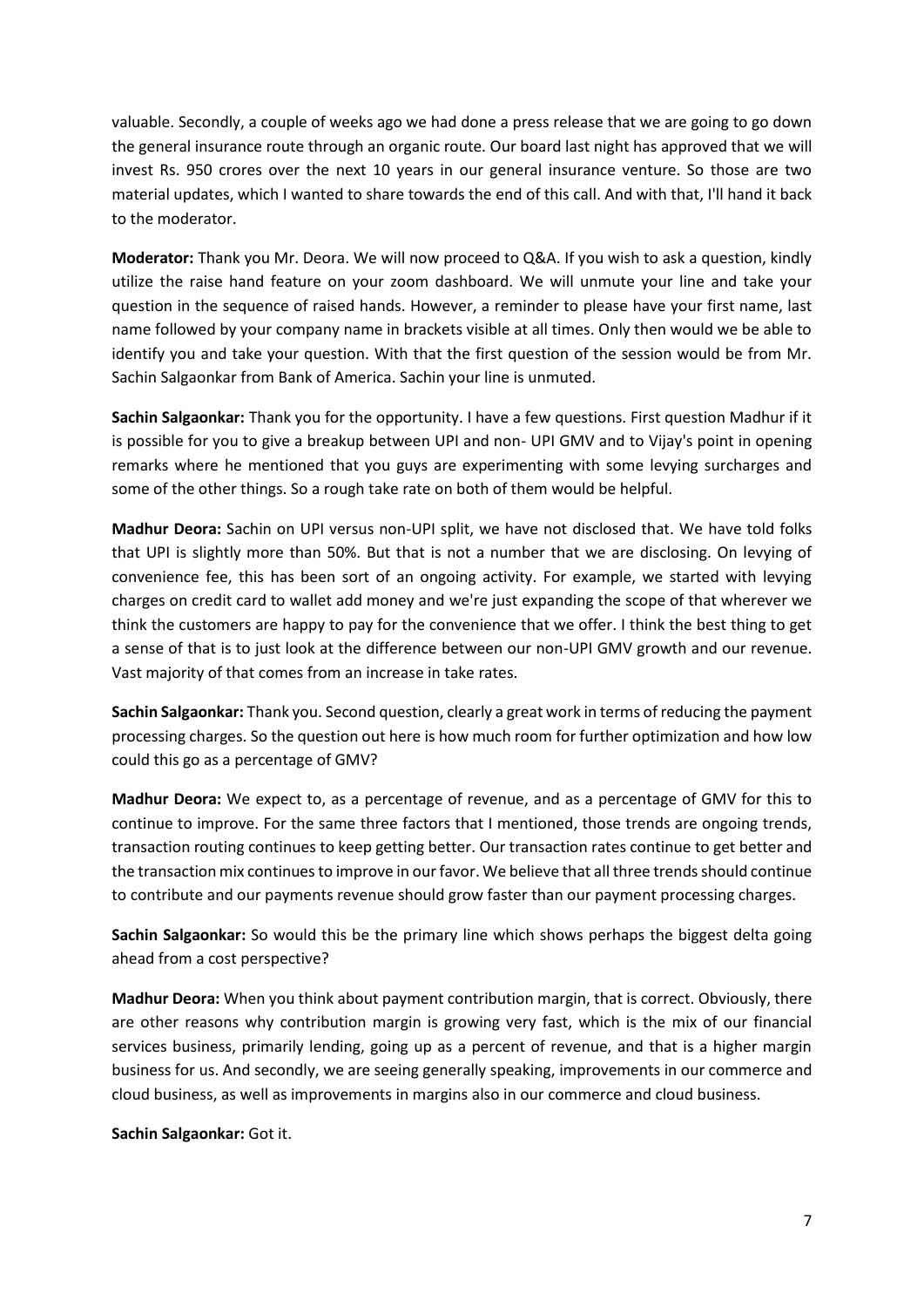valuable. Secondly, a couple of weeks ago we had done a press release that we are going to go down the general insurance route through an organic route. Our board last night has approved that we will invest Rs. 950 crores over the next 10 years in our general insurance venture. So those are two material updates, which I wanted to share towards the end of this call. And with that, I'll hand it back to the moderator.

**Moderator:** Thank you Mr. Deora. We will now proceed to Q&A. If you wish to ask a question, kindly utilize the raise hand feature on your zoom dashboard. We will unmute your line and take your question in the sequence of raised hands. However, a reminder to please have your first name, last name followed by your company name in brackets visible at all times. Only then would we be able to identify you and take your question. With that the first question of the session would be from Mr. Sachin Salgaonkar from Bank of America. Sachin your line is unmuted.

**Sachin Salgaonkar:** Thank you for the opportunity. I have a few questions. First question Madhur if it is possible for you to give a breakup between UPI and non- UPI GMV and to Vijay's point in opening remarks where he mentioned that you guys are experimenting with some levying surcharges and some of the other things. So a rough take rate on both of them would be helpful.

**Madhur Deora:** Sachin on UPI versus non-UPI split, we have not disclosed that. We have told folks that UPI is slightly more than 50%. But that is not a number that we are disclosing. On levying of convenience fee, this has been sort of an ongoing activity. For example, we started with levying charges on credit card to wallet add money and we're just expanding the scope of that wherever we think the customers are happy to pay for the convenience that we offer. I think the best thing to get a sense of that is to just look at the difference between our non-UPI GMV growth and our revenue. Vast majority of that comes from an increase in take rates.

**Sachin Salgaonkar:** Thank you. Second question, clearly a great work in terms of reducing the payment processing charges. So the question out here is how much room for further optimization and how low could this go as a percentage of GMV?

**Madhur Deora:** We expect to, as a percentage of revenue, and as a percentage of GMV for this to continue to improve. For the same three factors that I mentioned, those trends are ongoing trends, transaction routing continues to keep getting better. Our transaction rates continue to get better and the transaction mix continues to improve in our favor. We believe that all three trends should continue to contribute and our payments revenue should grow faster than our payment processing charges.

**Sachin Salgaonkar:** So would this be the primary line which shows perhaps the biggest delta going ahead from a cost perspective?

**Madhur Deora:** When you think about payment contribution margin, that is correct. Obviously, there are other reasons why contribution margin is growing very fast, which is the mix of our financial services business, primarily lending, going up as a percent of revenue, and that is a higher margin business for us. And secondly, we are seeing generally speaking, improvements in our commerce and cloud business, as well as improvements in margins also in our commerce and cloud business.

**Sachin Salgaonkar:** Got it.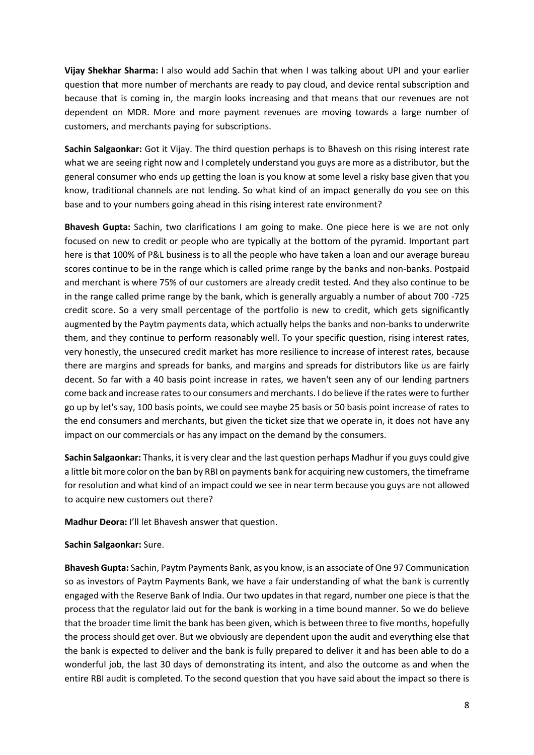**Vijay Shekhar Sharma:** I also would add Sachin that when I was talking about UPI and your earlier question that more number of merchants are ready to pay cloud, and device rental subscription and because that is coming in, the margin looks increasing and that means that our revenues are not dependent on MDR. More and more payment revenues are moving towards a large number of customers, and merchants paying for subscriptions.

**Sachin Salgaonkar:** Got it Vijay. The third question perhaps is to Bhavesh on this rising interest rate what we are seeing right now and I completely understand you guys are more as a distributor, but the general consumer who ends up getting the loan is you know at some level a risky base given that you know, traditional channels are not lending. So what kind of an impact generally do you see on this base and to your numbers going ahead in this rising interest rate environment?

**Bhavesh Gupta:** Sachin, two clarifications I am going to make. One piece here is we are not only focused on new to credit or people who are typically at the bottom of the pyramid. Important part here is that 100% of P&L business is to all the people who have taken a loan and our average bureau scores continue to be in the range which is called prime range by the banks and non-banks. Postpaid and merchant is where 75% of our customers are already credit tested. And they also continue to be in the range called prime range by the bank, which is generally arguably a number of about 700 -725 credit score. So a very small percentage of the portfolio is new to credit, which gets significantly augmented by the Paytm payments data, which actually helps the banks and non-banks to underwrite them, and they continue to perform reasonably well. To your specific question, rising interest rates, very honestly, the unsecured credit market has more resilience to increase of interest rates, because there are margins and spreads for banks, and margins and spreads for distributors like us are fairly decent. So far with a 40 basis point increase in rates, we haven't seen any of our lending partners come back and increase rates to our consumers and merchants. I do believe if the rates were to further go up by let's say, 100 basis points, we could see maybe 25 basis or 50 basis point increase of rates to the end consumers and merchants, but given the ticket size that we operate in, it does not have any impact on our commercials or has any impact on the demand by the consumers.

**Sachin Salgaonkar:** Thanks, it is very clear and the last question perhaps Madhur if you guys could give a little bit more color on the ban by RBI on payments bank for acquiring new customers, the timeframe for resolution and what kind of an impact could we see in near term because you guys are not allowed to acquire new customers out there?

**Madhur Deora:** I'll let Bhavesh answer that question.

**Sachin Salgaonkar:** Sure.

**Bhavesh Gupta:** Sachin, Paytm Payments Bank, as you know, is an associate of One 97 Communication so as investors of Paytm Payments Bank, we have a fair understanding of what the bank is currently engaged with the Reserve Bank of India. Our two updates in that regard, number one piece is that the process that the regulator laid out for the bank is working in a time bound manner. So we do believe that the broader time limit the bank has been given, which is between three to five months, hopefully the process should get over. But we obviously are dependent upon the audit and everything else that the bank is expected to deliver and the bank is fully prepared to deliver it and has been able to do a wonderful job, the last 30 days of demonstrating its intent, and also the outcome as and when the entire RBI audit is completed. To the second question that you have said about the impact so there is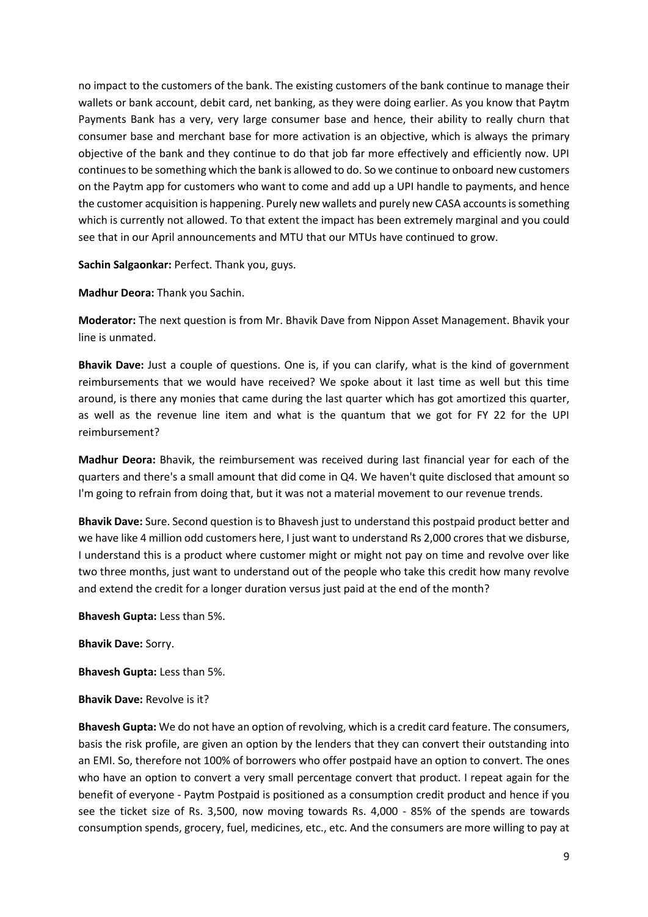no impact to the customers of the bank. The existing customers of the bank continue to manage their wallets or bank account, debit card, net banking, as they were doing earlier. As you know that Paytm Payments Bank has a very, very large consumer base and hence, their ability to really churn that consumer base and merchant base for more activation is an objective, which is always the primary objective of the bank and they continue to do that job far more effectively and efficiently now. UPI continues to be something which the bank is allowed to do. So we continue to onboard new customers on the Paytm app for customers who want to come and add up a UPI handle to payments, and hence the customer acquisition is happening. Purely new wallets and purely new CASA accounts is something which is currently not allowed. To that extent the impact has been extremely marginal and you could see that in our April announcements and MTU that our MTUs have continued to grow.

**Sachin Salgaonkar:** Perfect. Thank you, guys.

**Madhur Deora:** Thank you Sachin.

**Moderator:** The next question is from Mr. Bhavik Dave from Nippon Asset Management. Bhavik your line is unmated.

**Bhavik Dave:** Just a couple of questions. One is, if you can clarify, what is the kind of government reimbursements that we would have received? We spoke about it last time as well but this time around, is there any monies that came during the last quarter which has got amortized this quarter, as well as the revenue line item and what is the quantum that we got for FY 22 for the UPI reimbursement?

**Madhur Deora:** Bhavik, the reimbursement was received during last financial year for each of the quarters and there's a small amount that did come in Q4. We haven't quite disclosed that amount so I'm going to refrain from doing that, but it was not a material movement to our revenue trends.

**Bhavik Dave:** Sure. Second question is to Bhavesh just to understand this postpaid product better and we have like 4 million odd customers here, I just want to understand Rs 2,000 crores that we disburse, I understand this is a product where customer might or might not pay on time and revolve over like two three months, just want to understand out of the people who take this credit how many revolve and extend the credit for a longer duration versus just paid at the end of the month?

**Bhavesh Gupta:** Less than 5%.

**Bhavik Dave:** Sorry.

**Bhavesh Gupta:** Less than 5%.

**Bhavik Dave:** Revolve is it?

**Bhavesh Gupta:** We do not have an option of revolving, which is a credit card feature. The consumers, basis the risk profile, are given an option by the lenders that they can convert their outstanding into an EMI. So, therefore not 100% of borrowers who offer postpaid have an option to convert. The ones who have an option to convert a very small percentage convert that product. I repeat again for the benefit of everyone - Paytm Postpaid is positioned as a consumption credit product and hence if you see the ticket size of Rs. 3,500, now moving towards Rs. 4,000 - 85% of the spends are towards consumption spends, grocery, fuel, medicines, etc., etc. And the consumers are more willing to pay at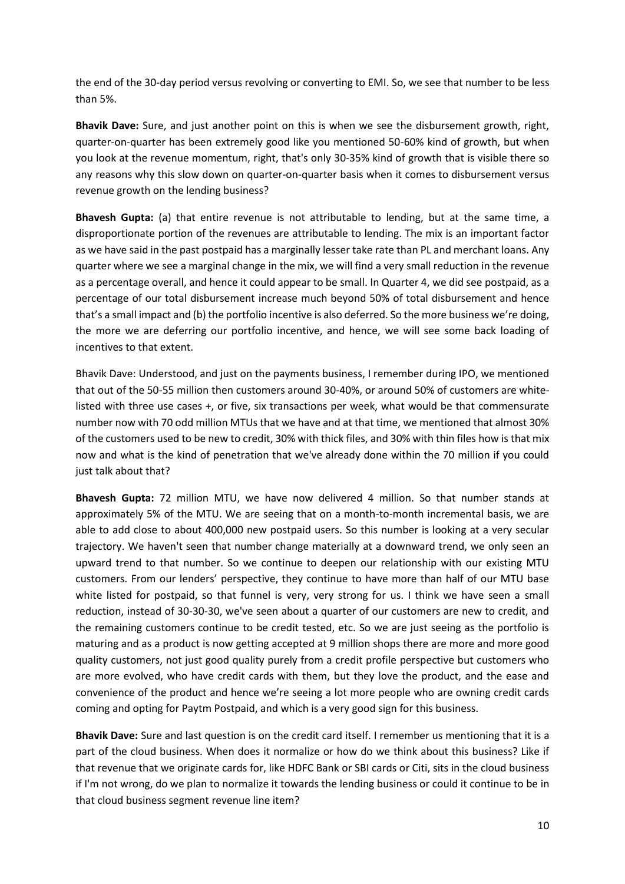the end of the 30-day period versus revolving or converting to EMI. So, we see that number to be less than 5%.

**Bhavik Dave:** Sure, and just another point on this is when we see the disbursement growth, right, quarter-on-quarter has been extremely good like you mentioned 50-60% kind of growth, but when you look at the revenue momentum, right, that's only 30-35% kind of growth that is visible there so any reasons why this slow down on quarter-on-quarter basis when it comes to disbursement versus revenue growth on the lending business?

**Bhavesh Gupta:** (a) that entire revenue is not attributable to lending, but at the same time, a disproportionate portion of the revenues are attributable to lending. The mix is an important factor as we have said in the past postpaid has a marginally lesser take rate than PL and merchant loans. Any quarter where we see a marginal change in the mix, we will find a very small reduction in the revenue as a percentage overall, and hence it could appear to be small. In Quarter 4, we did see postpaid, as a percentage of our total disbursement increase much beyond 50% of total disbursement and hence that's a small impact and (b) the portfolio incentive is also deferred. So the more business we're doing, the more we are deferring our portfolio incentive, and hence, we will see some back loading of incentives to that extent.

Bhavik Dave: Understood, and just on the payments business, I remember during IPO, we mentioned that out of the 50-55 million then customers around 30-40%, or around 50% of customers are white-listed with three use cases +, or five, six transactions per week, what would be that commensurate number now with 70 odd million MTUs that we have and at that time, we mentioned that almost 30% of the customers used to be new to credit, 30% with thick files, and 30% with thin files how is that mix now and what is the kind of penetration that we've already done within the 70 million if you could just talk about that?

**Bhavesh Gupta:** 72 million MTU, we have now delivered 4 million. So that number stands at approximately 5% of the MTU. We are seeing that on a month-to-month incremental basis, we are able to add close to about 400,000 new postpaid users. So this number is looking at a very secular trajectory. We haven't seen that number change materially at a downward trend, we only seen an upward trend to that number. So we continue to deepen our relationship with our existing MTU customers. From our lenders' perspective, they continue to have more than half of our MTU base white listed for postpaid, so that funnel is very, very strong for us. I think we have seen a small reduction, instead of 30-30-30, we've seen about a quarter of our customers are new to credit, and the remaining customers continue to be credit tested, etc. So we are just seeing as the portfolio is maturing and as a product is now getting accepted at 9 million shops there are more and more good quality customers, not just good quality purely from a credit profile perspective but customers who are more evolved, who have credit cards with them, but they love the product, and the ease and convenience of the product and hence we're seeing a lot more people who are owning credit cards coming and opting for Paytm Postpaid, and which is a very good sign for this business.

**Bhavik Dave:** Sure and last question is on the credit card itself. I remember us mentioning that it is a part of the cloud business. When does it normalize or how do we think about this business? Like if that revenue that we originate cards for, like HDFC Bank or SBI cards or Citi, sits in the cloud business if I'm not wrong, do we plan to normalize it towards the lending business or could it continue to be in that cloud business segment revenue line item?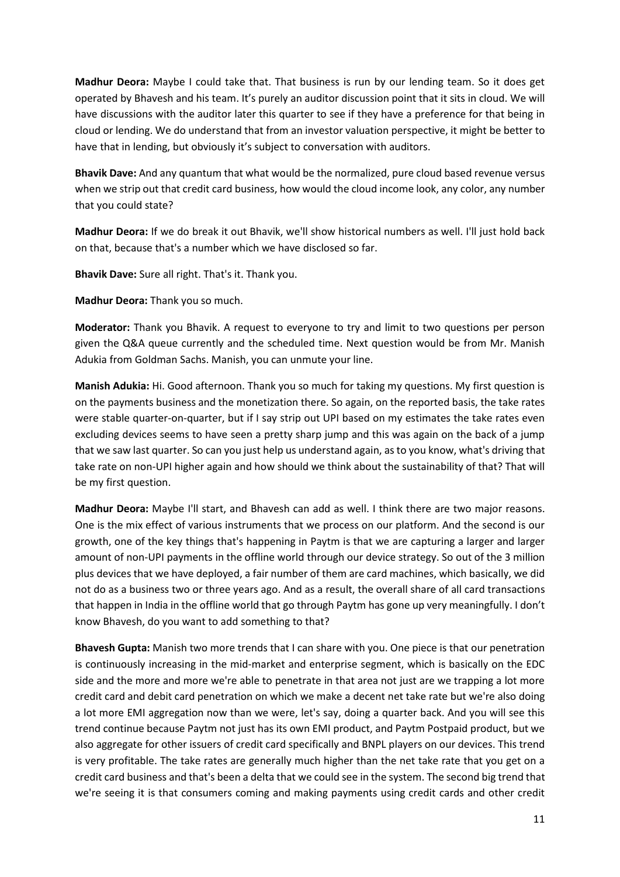**Madhur Deora:** Maybe I could take that. That business is run by our lending team. So it does get operated by Bhavesh and his team. It's purely an auditor discussion point that it sits in cloud. We will have discussions with the auditor later this quarter to see if they have a preference for that being in cloud or lending. We do understand that from an investor valuation perspective, it might be better to have that in lending, but obviously it's subject to conversation with auditors.

**Bhavik Dave:** And any quantum that what would be the normalized, pure cloud based revenue versus when we strip out that credit card business, how would the cloud income look, any color, any number that you could state?

**Madhur Deora:** If we do break it out Bhavik, we'll show historical numbers as well. I'll just hold back on that, because that's a number which we have disclosed so far.

**Bhavik Dave:** Sure all right. That's it. Thank you.

**Madhur Deora:** Thank you so much.

**Moderator:** Thank you Bhavik. A request to everyone to try and limit to two questions per person given the Q&A queue currently and the scheduled time. Next question would be from Mr. Manish Adukia from Goldman Sachs. Manish, you can unmute your line.

**Manish Adukia:** Hi. Good afternoon. Thank you so much for taking my questions. My first question is on the payments business and the monetization there. So again, on the reported basis, the take rates were stable quarter-on-quarter, but if I say strip out UPI based on my estimates the take rates even excluding devices seems to have seen a pretty sharp jump and this was again on the back of a jump that we saw last quarter. So can you just help us understand again, as to you know, what's driving that take rate on non-UPI higher again and how should we think about the sustainability of that? That will be my first question.

**Madhur Deora:** Maybe I'll start, and Bhavesh can add as well. I think there are two major reasons. One is the mix effect of various instruments that we process on our platform. And the second is our growth, one of the key things that's happening in Paytm is that we are capturing a larger and larger amount of non-UPI payments in the offline world through our device strategy. So out of the 3 million plus devices that we have deployed, a fair number of them are card machines, which basically, we did not do as a business two or three years ago. And as a result, the overall share of all card transactions that happen in India in the offline world that go through Paytm has gone up very meaningfully. I don't know Bhavesh, do you want to add something to that?

**Bhavesh Gupta:** Manish two more trends that I can share with you. One piece is that our penetration is continuously increasing in the mid-market and enterprise segment, which is basically on the EDC side and the more and more we're able to penetrate in that area not just are we trapping a lot more credit card and debit card penetration on which we make a decent net take rate but we're also doing a lot more EMI aggregation now than we were, let's say, doing a quarter back. And you will see this trend continue because Paytm not just has its own EMI product, and Paytm Postpaid product, but we also aggregate for other issuers of credit card specifically and BNPL players on our devices. This trend is very profitable. The take rates are generally much higher than the net take rate that you get on a credit card business and that's been a delta that we could see in the system. The second big trend that we're seeing it is that consumers coming and making payments using credit cards and other credit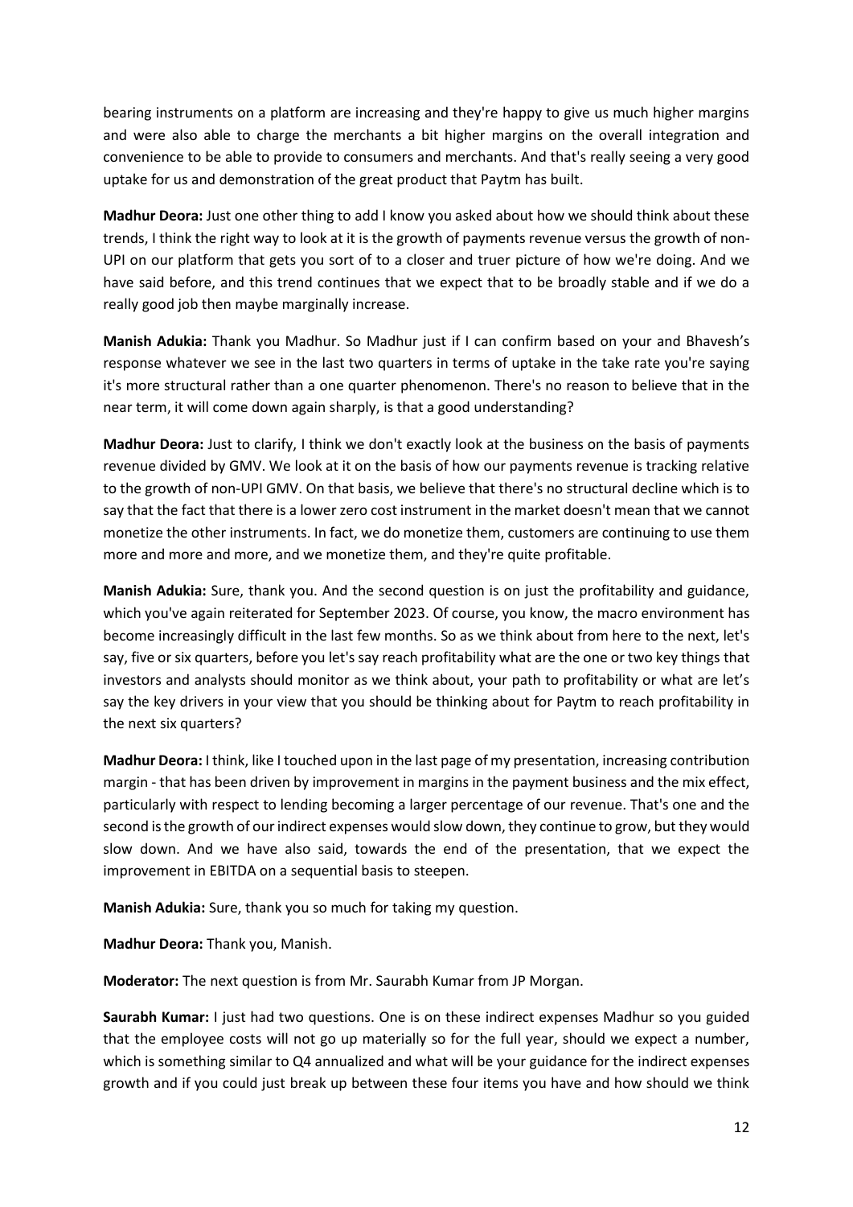bearing instruments on a platform are increasing and they're happy to give us much higher margins and were also able to charge the merchants a bit higher margins on the overall integration and convenience to be able to provide to consumers and merchants. And that's really seeing a very good uptake for us and demonstration of the great product that Paytm has built.

**Madhur Deora:** Just one other thing to add I know you asked about how we should think about these trends, I think the right way to look at it is the growth of payments revenue versus the growth of non-UPI on our platform that gets you sort of to a closer and truer picture of how we're doing. And we have said before, and this trend continues that we expect that to be broadly stable and if we do a really good job then maybe marginally increase.

**Manish Adukia:** Thank you Madhur. So Madhur just if I can confirm based on your and Bhavesh's response whatever we see in the last two quarters in terms of uptake in the take rate you're saying it's more structural rather than a one quarter phenomenon. There's no reason to believe that in the near term, it will come down again sharply, is that a good understanding?

**Madhur Deora:** Just to clarify, I think we don't exactly look at the business on the basis of payments revenue divided by GMV. We look at it on the basis of how our payments revenue is tracking relative to the growth of non-UPI GMV. On that basis, we believe that there's no structural decline which is to say that the fact that there is a lower zero cost instrument in the market doesn't mean that we cannot monetize the other instruments. In fact, we do monetize them, customers are continuing to use them more and more and more, and we monetize them, and they're quite profitable.

**Manish Adukia:** Sure, thank you. And the second question is on just the profitability and guidance, which you've again reiterated for September 2023. Of course, you know, the macro environment has become increasingly difficult in the last few months. So as we think about from here to the next, let's say, five or six quarters, before you let's say reach profitability what are the one or two key things that investors and analysts should monitor as we think about, your path to profitability or what are let's say the key drivers in your view that you should be thinking about for Paytm to reach profitability in the next six quarters?

**Madhur Deora:** I think, like I touched upon in the last page of my presentation, increasing contribution margin - that has been driven by improvement in margins in the payment business and the mix effect, particularly with respect to lending becoming a larger percentage of our revenue. That's one and the second is the growth of our indirect expenses would slow down, they continue to grow, but they would slow down. And we have also said, towards the end of the presentation, that we expect the improvement in EBITDA on a sequential basis to steepen.

**Manish Adukia:** Sure, thank you so much for taking my question.

**Madhur Deora:** Thank you, Manish.

**Moderator:** The next question is from Mr. Saurabh Kumar from JP Morgan.

**Saurabh Kumar:** I just had two questions. One is on these indirect expenses Madhur so you guided that the employee costs will not go up materially so for the full year, should we expect a number, which is something similar to Q4 annualized and what will be your guidance for the indirect expenses growth and if you could just break up between these four items you have and how should we think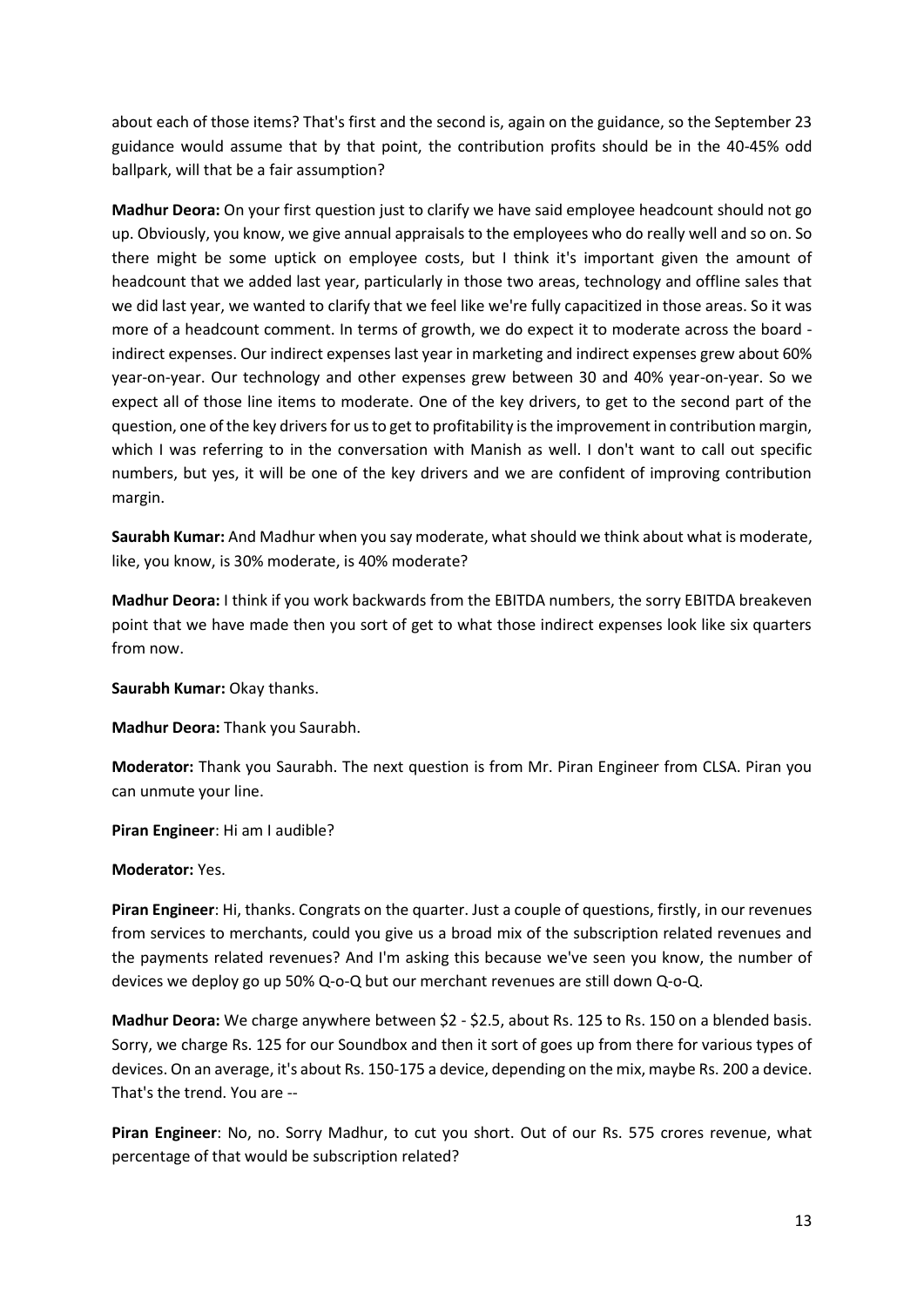about each of those items? That's first and the second is, again on the guidance, so the September 23 guidance would assume that by that point, the contribution profits should be in the 40-45% odd ballpark, will that be a fair assumption?

**Madhur Deora:** On your first question just to clarify we have said employee headcount should not go up. Obviously, you know, we give annual appraisals to the employees who do really well and so on. So there might be some uptick on employee costs, but I think it's important given the amount of headcount that we added last year, particularly in those two areas, technology and offline sales that we did last year, we wanted to clarify that we feel like we're fully capacitized in those areas. So it was more of a headcount comment. In terms of growth, we do expect it to moderate across the board - indirect expenses. Our indirect expenses last year in marketing and indirect expenses grew about 60% year-on-year. Our technology and other expenses grew between 30 and 40% year-on-year. So we expect all of those line items to moderate. One of the key drivers, to get to the second part of the question, one of the key drivers for us to get to profitability is the improvement in contribution margin, which I was referring to in the conversation with Manish as well. I don't want to call out specific numbers, but yes, it will be one of the key drivers and we are confident of improving contribution margin.

**Saurabh Kumar:** And Madhur when you say moderate, what should we think about what is moderate, like, you know, is 30% moderate, is 40% moderate?

**Madhur Deora:** I think if you work backwards from the EBITDA numbers, the sorry EBITDA breakeven point that we have made then you sort of get to what those indirect expenses look like six quarters from now.

**Saurabh Kumar:** Okay thanks.

**Madhur Deora:** Thank you Saurabh.

**Moderator:** Thank you Saurabh. The next question is from Mr. Piran Engineer from CLSA. Piran you can unmute your line.

**Piran Engineer**: Hi am I audible?

**Moderator:** Yes.

**Piran Engineer**: Hi, thanks. Congrats on the quarter. Just a couple of questions, firstly, in our revenues from services to merchants, could you give us a broad mix of the subscription related revenues and the payments related revenues? And I'm asking this because we've seen you know, the number of devices we deploy go up 50% Q-o-Q but our merchant revenues are still down Q-o-Q.

**Madhur Deora:** We charge anywhere between \$2 - \$2.5, about Rs. 125 to Rs. 150 on a blended basis. Sorry, we charge Rs. 125 for our Soundbox and then it sort of goes up from there for various types of devices. On an average, it's about Rs. 150-175 a device, depending on the mix, maybe Rs. 200 a device. That's the trend. You are --

**Piran Engineer**: No, no. Sorry Madhur, to cut you short. Out of our Rs. 575 crores revenue, what percentage of that would be subscription related?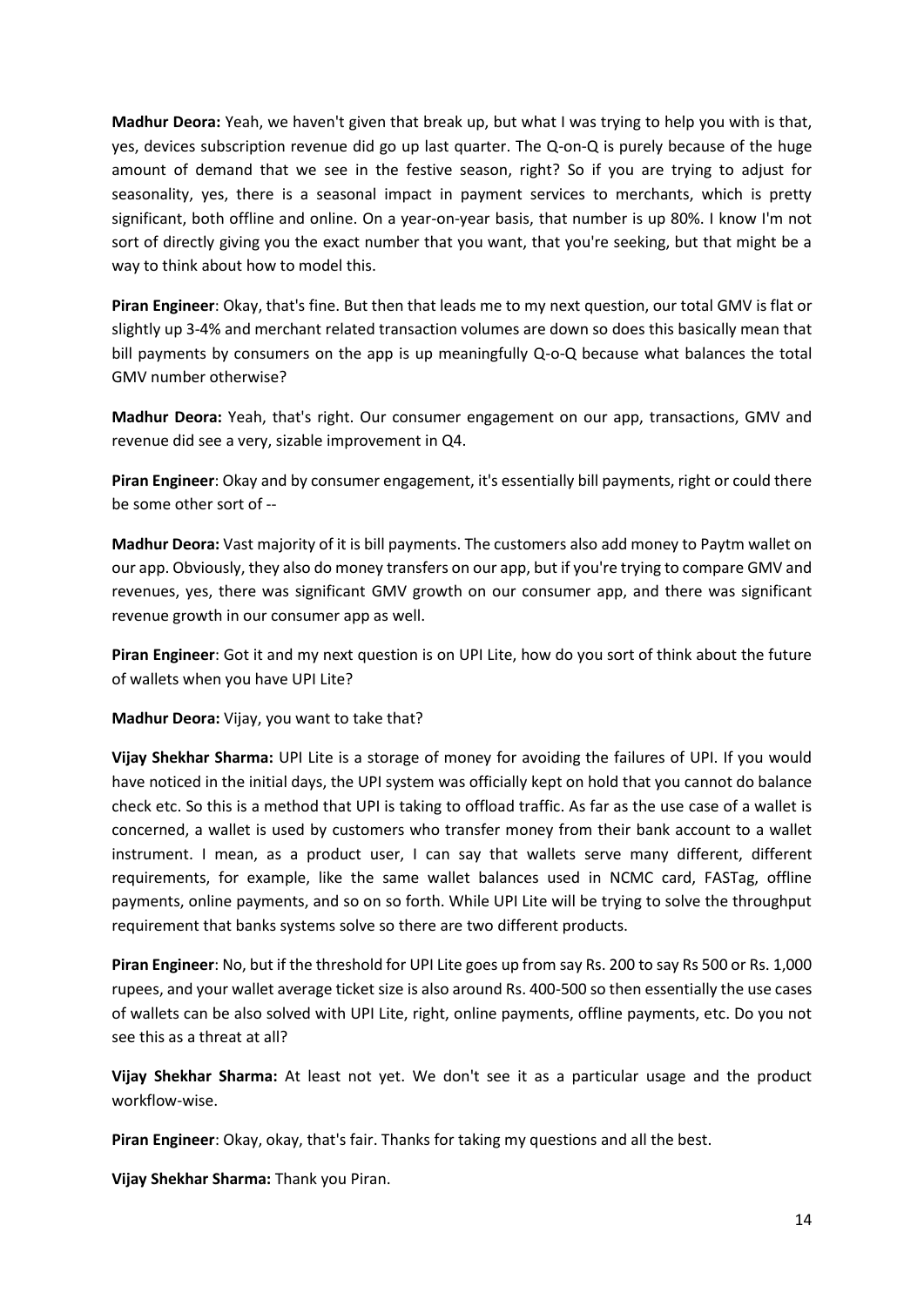**Madhur Deora:** Yeah, we haven't given that break up, but what I was trying to help you with is that, yes, devices subscription revenue did go up last quarter. The Q-on-Q is purely because of the huge amount of demand that we see in the festive season, right? So if you are trying to adjust for seasonality, yes, there is a seasonal impact in payment services to merchants, which is pretty significant, both offline and online. On a year-on-year basis, that number is up 80%. I know I'm not sort of directly giving you the exact number that you want, that you're seeking, but that might be a way to think about how to model this.

**Piran Engineer**: Okay, that's fine. But then that leads me to my next question, our total GMV is flat or slightly up 3-4% and merchant related transaction volumes are down so does this basically mean that bill payments by consumers on the app is up meaningfully Q-o-Q because what balances the total GMV number otherwise?

**Madhur Deora:** Yeah, that's right. Our consumer engagement on our app, transactions, GMV and revenue did see a very, sizable improvement in Q4.

**Piran Engineer**: Okay and by consumer engagement, it's essentially bill payments, right or could there be some other sort of --

**Madhur Deora:** Vast majority of it is bill payments. The customers also add money to Paytm wallet on our app. Obviously, they also do money transfers on our app, but if you're trying to compare GMV and revenues, yes, there was significant GMV growth on our consumer app, and there was significant revenue growth in our consumer app as well.

**Piran Engineer**: Got it and my next question is on UPI Lite, how do you sort of think about the future of wallets when you have UPI Lite?

**Madhur Deora:** Vijay, you want to take that?

**Vijay Shekhar Sharma:** UPI Lite is a storage of money for avoiding the failures of UPI. If you would have noticed in the initial days, the UPI system was officially kept on hold that you cannot do balance check etc. So this is a method that UPI is taking to offload traffic. As far as the use case of a wallet is concerned, a wallet is used by customers who transfer money from their bank account to a wallet instrument. I mean, as a product user, I can say that wallets serve many different, different requirements, for example, like the same wallet balances used in NCMC card, FASTag, offline payments, online payments, and so on so forth. While UPI Lite will be trying to solve the throughput requirement that banks systems solve so there are two different products.

**Piran Engineer**: No, but if the threshold for UPI Lite goes up from say Rs. 200 to say Rs 500 or Rs. 1,000 rupees, and your wallet average ticket size is also around Rs. 400-500 so then essentially the use cases of wallets can be also solved with UPI Lite, right, online payments, offline payments, etc. Do you not see this as a threat at all?

**Vijay Shekhar Sharma:** At least not yet. We don't see it as a particular usage and the product workflow-wise.

**Piran Engineer**: Okay, okay, that's fair. Thanks for taking my questions and all the best.

**Vijay Shekhar Sharma:** Thank you Piran.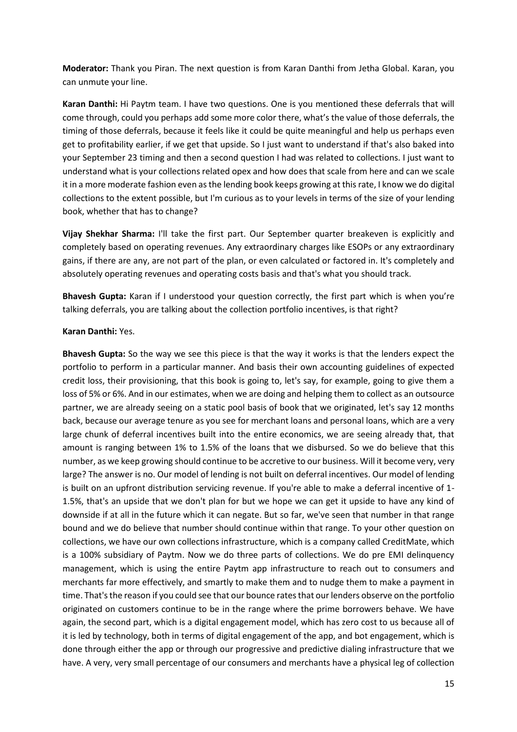**Moderator:** Thank you Piran. The next question is from Karan Danthi from Jetha Global. Karan, you can unmute your line.

**Karan Danthi:** Hi Paytm team. I have two questions. One is you mentioned these deferrals that will come through, could you perhaps add some more color there, what's the value of those deferrals, the timing of those deferrals, because it feels like it could be quite meaningful and help us perhaps even get to profitability earlier, if we get that upside. So I just want to understand if that's also baked into your September 23 timing and then a second question I had was related to collections. I just want to understand what is your collections related opex and how does that scale from here and can we scale it in a more moderate fashion even as the lending book keeps growing at this rate, I know we do digital collections to the extent possible, but I'm curious as to your levels in terms of the size of your lending book, whether that has to change?

**Vijay Shekhar Sharma:** I'll take the first part. Our September quarter breakeven is explicitly and completely based on operating revenues. Any extraordinary charges like ESOPs or any extraordinary gains, if there are any, are not part of the plan, or even calculated or factored in. It's completely and absolutely operating revenues and operating costs basis and that's what you should track.

**Bhavesh Gupta:** Karan if I understood your question correctly, the first part which is when you're talking deferrals, you are talking about the collection portfolio incentives, is that right?

**Karan Danthi:** Yes.

**Bhavesh Gupta:** So the way we see this piece is that the way it works is that the lenders expect the portfolio to perform in a particular manner. And basis their own accounting guidelines of expected credit loss, their provisioning, that this book is going to, let's say, for example, going to give them a loss of 5% or 6%. And in our estimates, when we are doing and helping them to collect as an outsource partner, we are already seeing on a static pool basis of book that we originated, let's say 12 months back, because our average tenure as you see for merchant loans and personal loans, which are a very large chunk of deferral incentives built into the entire economics, we are seeing already that, that amount is ranging between 1% to 1.5% of the loans that we disbursed. So we do believe that this number, as we keep growing should continue to be accretive to our business. Will it become very, very large? The answer is no. Our model of lending is not built on deferral incentives. Our model of lending is built on an upfront distribution servicing revenue. If you're able to make a deferral incentive of 1-1.5%, that's an upside that we don't plan for but we hope we can get it upside to have any kind of downside if at all in the future which it can negate. But so far, we've seen that number in that range bound and we do believe that number should continue within that range. To your other question on collections, we have our own collections infrastructure, which is a company called CreditMate, which is a 100% subsidiary of Paytm. Now we do three parts of collections. We do pre EMI delinquency management, which is using the entire Paytm app infrastructure to reach out to consumers and merchants far more effectively, and smartly to make them and to nudge them to make a payment in time. That's the reason if you could see that our bounce rates that our lenders observe on the portfolio originated on customers continue to be in the range where the prime borrowers behave. We have again, the second part, which is a digital engagement model, which has zero cost to us because all of it is led by technology, both in terms of digital engagement of the app, and bot engagement, which is done through either the app or through our progressive and predictive dialing infrastructure that we have. A very, very small percentage of our consumers and merchants have a physical leg of collection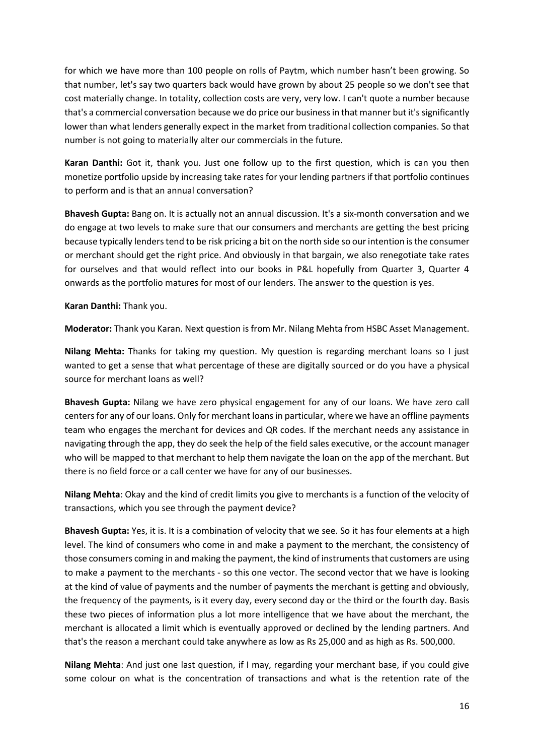for which we have more than 100 people on rolls of Paytm, which number hasn't been growing. So that number, let's say two quarters back would have grown by about 25 people so we don't see that cost materially change. In totality, collection costs are very, very low. I can't quote a number because that's a commercial conversation because we do price our business in that manner but it's significantly lower than what lenders generally expect in the market from traditional collection companies. So that number is not going to materially alter our commercials in the future.

**Karan Danthi:** Got it, thank you. Just one follow up to the first question, which is can you then monetize portfolio upside by increasing take rates for your lending partners if that portfolio continues to perform and is that an annual conversation?

**Bhavesh Gupta:** Bang on. It is actually not an annual discussion. It's a six-month conversation and we do engage at two levels to make sure that our consumers and merchants are getting the best pricing because typically lenders tend to be risk pricing a bit on the north side so our intention is the consumer or merchant should get the right price. And obviously in that bargain, we also renegotiate take rates for ourselves and that would reflect into our books in P&L hopefully from Quarter 3, Quarter 4 onwards as the portfolio matures for most of our lenders. The answer to the question is yes.

**Karan Danthi:** Thank you.

**Moderator:** Thank you Karan. Next question is from Mr. Nilang Mehta from HSBC Asset Management.

**Nilang Mehta:** Thanks for taking my question. My question is regarding merchant loans so I just wanted to get a sense that what percentage of these are digitally sourced or do you have a physical source for merchant loans as well?

**Bhavesh Gupta:** Nilang we have zero physical engagement for any of our loans. We have zero call centers for any of our loans. Only for merchant loans in particular, where we have an offline payments team who engages the merchant for devices and QR codes. If the merchant needs any assistance in navigating through the app, they do seek the help of the field sales executive, or the account manager who will be mapped to that merchant to help them navigate the loan on the app of the merchant. But there is no field force or a call center we have for any of our businesses.

**Nilang Mehta**: Okay and the kind of credit limits you give to merchants is a function of the velocity of transactions, which you see through the payment device?

**Bhavesh Gupta:** Yes, it is. It is a combination of velocity that we see. So it has four elements at a high level. The kind of consumers who come in and make a payment to the merchant, the consistency of those consumers coming in and making the payment, the kind of instruments that customers are using to make a payment to the merchants - so this one vector. The second vector that we have is looking at the kind of value of payments and the number of payments the merchant is getting and obviously, the frequency of the payments, is it every day, every second day or the third or the fourth day. Basis these two pieces of information plus a lot more intelligence that we have about the merchant, the merchant is allocated a limit which is eventually approved or declined by the lending partners. And that's the reason a merchant could take anywhere as low as Rs 25,000 and as high as Rs. 500,000.

**Nilang Mehta**: And just one last question, if I may, regarding your merchant base, if you could give some colour on what is the concentration of transactions and what is the retention rate of the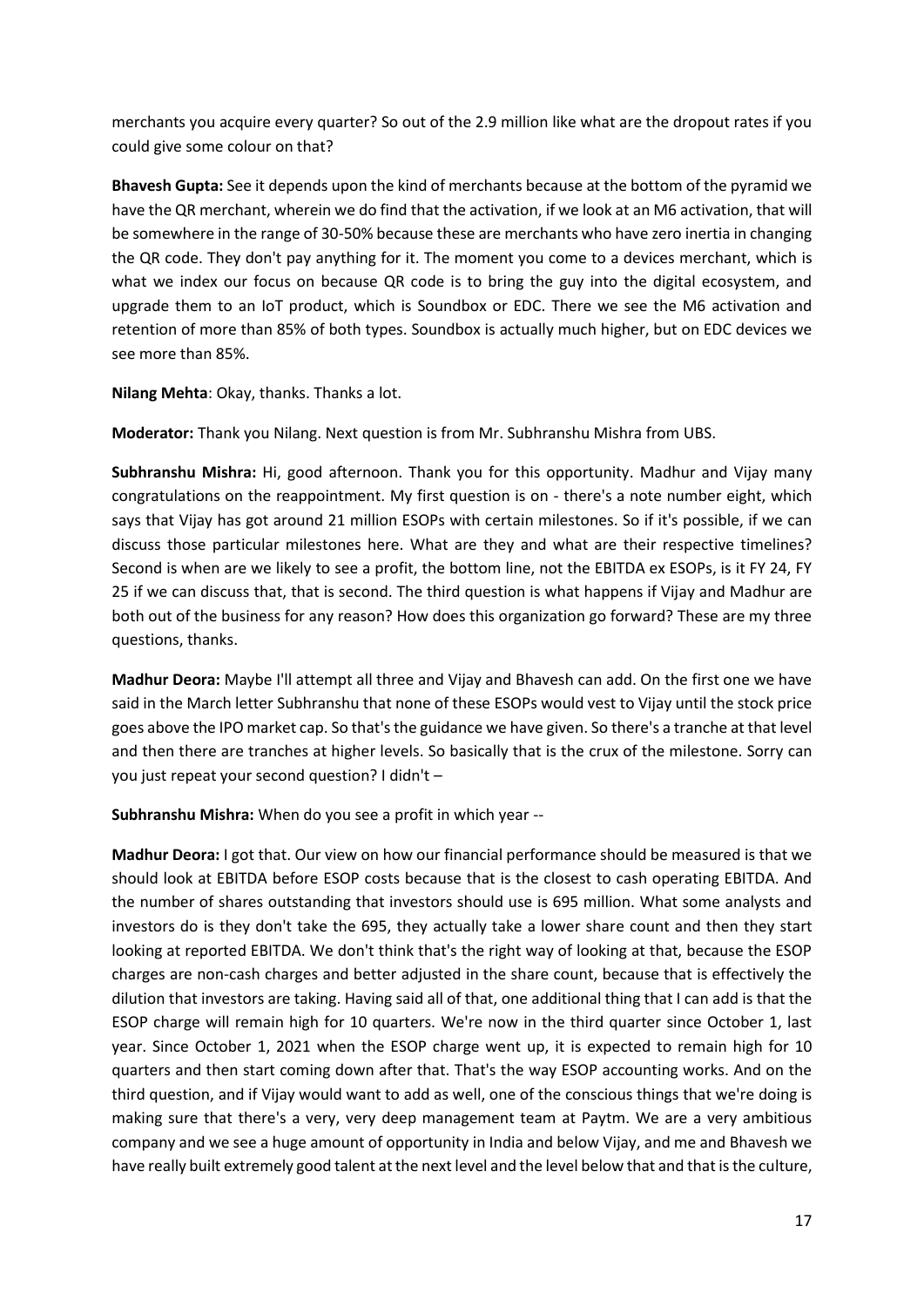merchants you acquire every quarter? So out of the 2.9 million like what are the dropout rates if you could give some colour on that?

**Bhavesh Gupta:** See it depends upon the kind of merchants because at the bottom of the pyramid we have the QR merchant, wherein we do find that the activation, if we look at an M6 activation, that will be somewhere in the range of 30-50% because these are merchants who have zero inertia in changing the QR code. They don't pay anything for it. The moment you come to a devices merchant, which is what we index our focus on because QR code is to bring the guy into the digital ecosystem, and upgrade them to an IoT product, which is Soundbox or EDC. There we see the M6 activation and retention of more than 85% of both types. Soundbox is actually much higher, but on EDC devices we see more than 85%.

**Nilang Mehta**: Okay, thanks. Thanks a lot.

**Moderator:** Thank you Nilang. Next question is from Mr. Subhranshu Mishra from UBS.

**Subhranshu Mishra:** Hi, good afternoon. Thank you for this opportunity. Madhur and Vijay many congratulations on the reappointment. My first question is on - there's a note number eight, which says that Vijay has got around 21 million ESOPs with certain milestones. So if it's possible, if we can discuss those particular milestones here. What are they and what are their respective timelines? Second is when are we likely to see a profit, the bottom line, not the EBITDA ex ESOPs, is it FY 24, FY 25 if we can discuss that, that is second. The third question is what happens if Vijay and Madhur are both out of the business for any reason? How does this organization go forward? These are my three questions, thanks.

**Madhur Deora:** Maybe I'll attempt all three and Vijay and Bhavesh can add. On the first one we have said in the March letter Subhranshu that none of these ESOPs would vest to Vijay until the stock price goes above the IPO market cap. So that's the guidance we have given. So there's a tranche at that level and then there are tranches at higher levels. So basically that is the crux of the milestone. Sorry can you just repeat your second question? I didn't –

**Subhranshu Mishra:** When do you see a profit in which year --

**Madhur Deora:** I got that. Our view on how our financial performance should be measured is that we should look at EBITDA before ESOP costs because that is the closest to cash operating EBITDA. And the number of shares outstanding that investors should use is 695 million. What some analysts and investors do is they don't take the 695, they actually take a lower share count and then they start looking at reported EBITDA. We don't think that's the right way of looking at that, because the ESOP charges are non-cash charges and better adjusted in the share count, because that is effectively the dilution that investors are taking. Having said all of that, one additional thing that I can add is that the ESOP charge will remain high for 10 quarters. We're now in the third quarter since October 1, last year. Since October 1, 2021 when the ESOP charge went up, it is expected to remain high for 10 quarters and then start coming down after that. That's the way ESOP accounting works. And on the third question, and if Vijay would want to add as well, one of the conscious things that we're doing is making sure that there's a very, very deep management team at Paytm. We are a very ambitious company and we see a huge amount of opportunity in India and below Vijay, and me and Bhavesh we have really built extremely good talent at the next level and the level below that and that is the culture,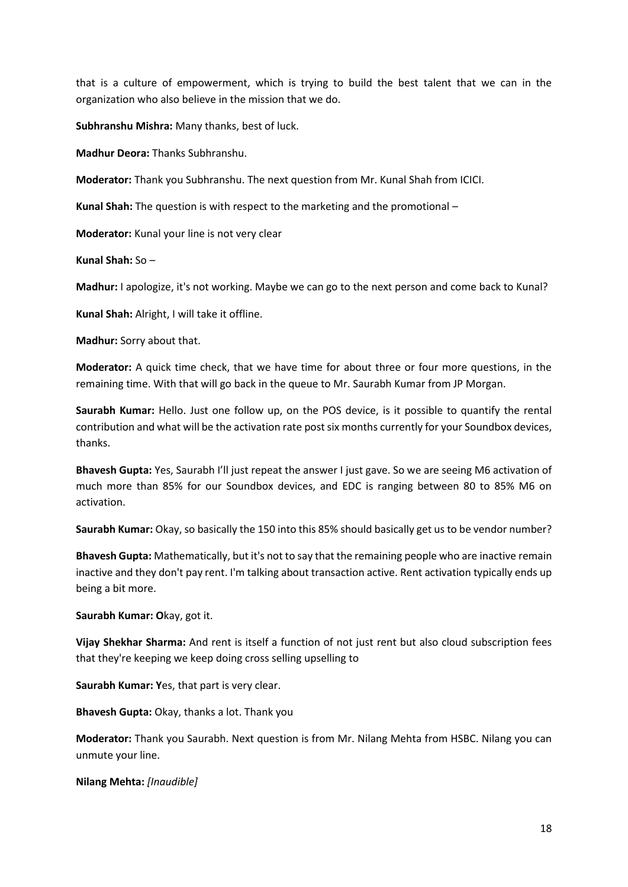that is a culture of empowerment, which is trying to build the best talent that we can in the organization who also believe in the mission that we do.

**Subhranshu Mishra:** Many thanks, best of luck.

**Madhur Deora:** Thanks Subhranshu.

**Moderator:** Thank you Subhranshu. The next question from Mr. Kunal Shah from ICICI.

**Kunal Shah:** The question is with respect to the marketing and the promotional –

**Moderator:** Kunal your line is not very clear

**Kunal Shah:** So –

**Madhur:** I apologize, it's not working. Maybe we can go to the next person and come back to Kunal?

**Kunal Shah:** Alright, I will take it offline.

**Madhur:** Sorry about that.

**Moderator:** A quick time check, that we have time for about three or four more questions, in the remaining time. With that will go back in the queue to Mr. Saurabh Kumar from JP Morgan.

**Saurabh Kumar:** Hello. Just one follow up, on the POS device, is it possible to quantify the rental contribution and what will be the activation rate post six months currently for your Soundbox devices, thanks.

**Bhavesh Gupta:** Yes, Saurabh I'll just repeat the answer I just gave. So we are seeing M6 activation of much more than 85% for our Soundbox devices, and EDC is ranging between 80 to 85% M6 on activation.

**Saurabh Kumar:** Okay, so basically the 150 into this 85% should basically get us to be vendor number?

**Bhavesh Gupta:** Mathematically, but it's not to say that the remaining people who are inactive remain inactive and they don't pay rent. I'm talking about transaction active. Rent activation typically ends up being a bit more.

**Saurabh Kumar: O**kay, got it.

**Vijay Shekhar Sharma:** And rent is itself a function of not just rent but also cloud subscription fees that they're keeping we keep doing cross selling upselling to

**Saurabh Kumar: Y**es, that part is very clear.

**Bhavesh Gupta:** Okay, thanks a lot. Thank you

**Moderator:** Thank you Saurabh. Next question is from Mr. Nilang Mehta from HSBC. Nilang you can unmute your line.

**Nilang Mehta:** *[Inaudible]*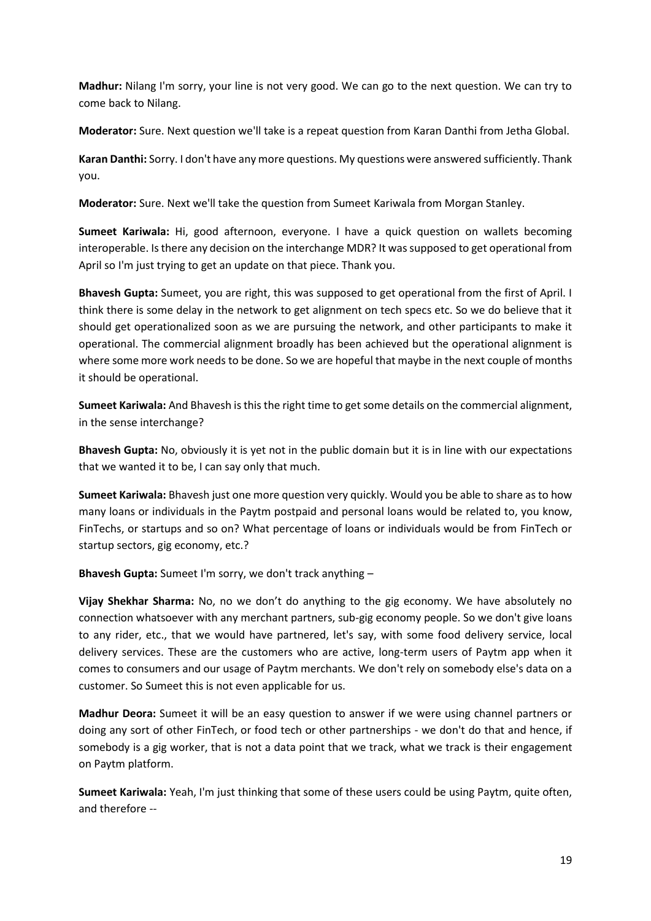**Madhur:** Nilang I'm sorry, your line is not very good. We can go to the next question. We can try to come back to Nilang.

**Moderator:** Sure. Next question we'll take is a repeat question from Karan Danthi from Jetha Global.

**Karan Danthi:** Sorry. I don't have any more questions. My questions were answered sufficiently. Thank you.

**Moderator:** Sure. Next we'll take the question from Sumeet Kariwala from Morgan Stanley.

**Sumeet Kariwala:** Hi, good afternoon, everyone. I have a quick question on wallets becoming interoperable. Is there any decision on the interchange MDR? It was supposed to get operational from April so I'm just trying to get an update on that piece. Thank you.

**Bhavesh Gupta:** Sumeet, you are right, this was supposed to get operational from the first of April. I think there is some delay in the network to get alignment on tech specs etc. So we do believe that it should get operationalized soon as we are pursuing the network, and other participants to make it operational. The commercial alignment broadly has been achieved but the operational alignment is where some more work needs to be done. So we are hopeful that maybe in the next couple of months it should be operational.

**Sumeet Kariwala:** And Bhavesh is this the right time to get some details on the commercial alignment, in the sense interchange?

**Bhavesh Gupta:** No, obviously it is yet not in the public domain but it is in line with our expectations that we wanted it to be, I can say only that much.

**Sumeet Kariwala:** Bhavesh just one more question very quickly. Would you be able to share as to how many loans or individuals in the Paytm postpaid and personal loans would be related to, you know, FinTechs, or startups and so on? What percentage of loans or individuals would be from FinTech or startup sectors, gig economy, etc.?

**Bhavesh Gupta:** Sumeet I'm sorry, we don't track anything –

**Vijay Shekhar Sharma:** No, no we don't do anything to the gig economy. We have absolutely no connection whatsoever with any merchant partners, sub-gig economy people. So we don't give loans to any rider, etc., that we would have partnered, let's say, with some food delivery service, local delivery services. These are the customers who are active, long-term users of Paytm app when it comes to consumers and our usage of Paytm merchants. We don't rely on somebody else's data on a customer. So Sumeet this is not even applicable for us.

**Madhur Deora:** Sumeet it will be an easy question to answer if we were using channel partners or doing any sort of other FinTech, or food tech or other partnerships - we don't do that and hence, if somebody is a gig worker, that is not a data point that we track, what we track is their engagement on Paytm platform.

**Sumeet Kariwala:** Yeah, I'm just thinking that some of these users could be using Paytm, quite often, and therefore --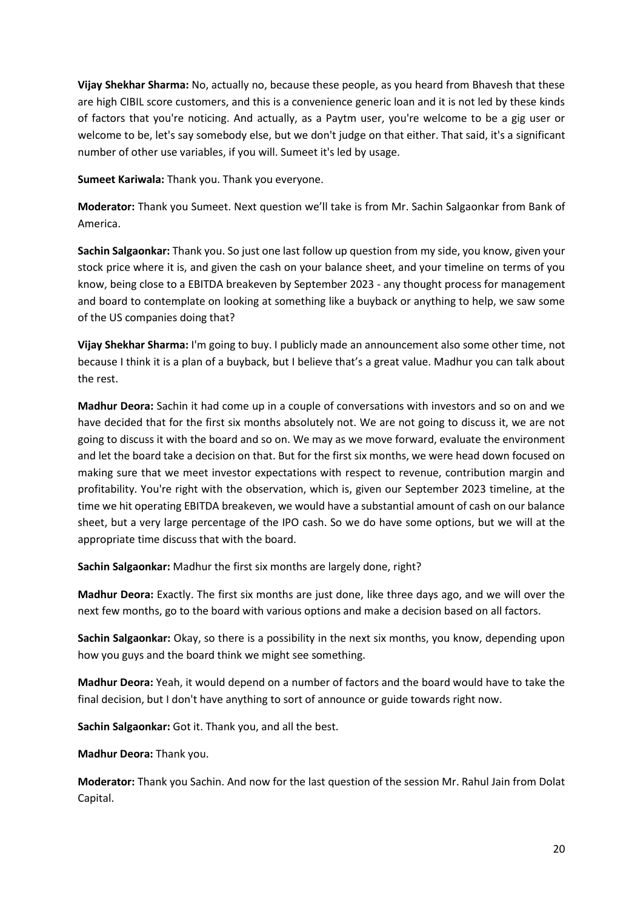**Vijay Shekhar Sharma:** No, actually no, because these people, as you heard from Bhavesh that these are high CIBIL score customers, and this is a convenience generic loan and it is not led by these kinds of factors that you're noticing. And actually, as a Paytm user, you're welcome to be a gig user or welcome to be, let's say somebody else, but we don't judge on that either. That said, it's a significant number of other use variables, if you will. Sumeet it's led by usage.

**Sumeet Kariwala:** Thank you. Thank you everyone.

**Moderator:** Thank you Sumeet. Next question we'll take is from Mr. Sachin Salgaonkar from Bank of America.

**Sachin Salgaonkar:** Thank you. So just one last follow up question from my side, you know, given your stock price where it is, and given the cash on your balance sheet, and your timeline on terms of you know, being close to a EBITDA breakeven by September 2023 - any thought process for management and board to contemplate on looking at something like a buyback or anything to help, we saw some of the US companies doing that?

**Vijay Shekhar Sharma:** I'm going to buy. I publicly made an announcement also some other time, not because I think it is a plan of a buyback, but I believe that's a great value. Madhur you can talk about the rest.

**Madhur Deora:** Sachin it had come up in a couple of conversations with investors and so on and we have decided that for the first six months absolutely not. We are not going to discuss it, we are not going to discuss it with the board and so on. We may as we move forward, evaluate the environment and let the board take a decision on that. But for the first six months, we were head down focused on making sure that we meet investor expectations with respect to revenue, contribution margin and profitability. You're right with the observation, which is, given our September 2023 timeline, at the time we hit operating EBITDA breakeven, we would have a substantial amount of cash on our balance sheet, but a very large percentage of the IPO cash. So we do have some options, but we will at the appropriate time discuss that with the board.

**Sachin Salgaonkar:** Madhur the first six months are largely done, right?

**Madhur Deora:** Exactly. The first six months are just done, like three days ago, and we will over the next few months, go to the board with various options and make a decision based on all factors.

**Sachin Salgaonkar:** Okay, so there is a possibility in the next six months, you know, depending upon how you guys and the board think we might see something.

**Madhur Deora:** Yeah, it would depend on a number of factors and the board would have to take the final decision, but I don't have anything to sort of announce or guide towards right now.

**Sachin Salgaonkar:** Got it. Thank you, and all the best.

**Madhur Deora:** Thank you.

**Moderator:** Thank you Sachin. And now for the last question of the session Mr. Rahul Jain from Dolat Capital.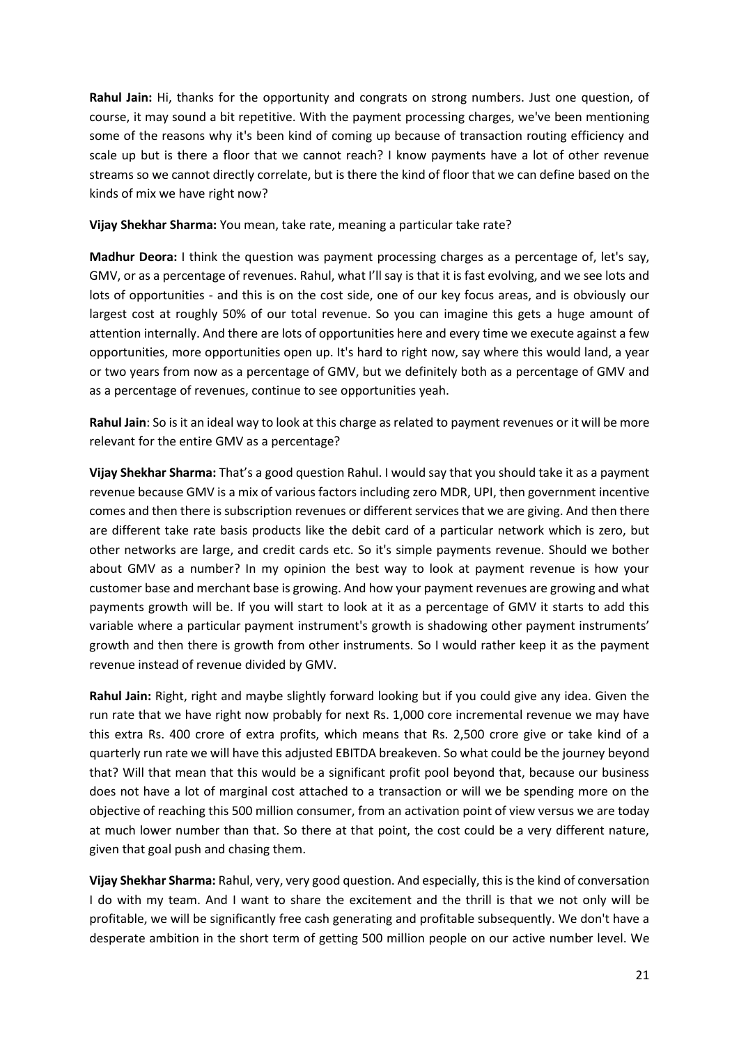**Rahul Jain:** Hi, thanks for the opportunity and congrats on strong numbers. Just one question, of course, it may sound a bit repetitive. With the payment processing charges, we've been mentioning some of the reasons why it's been kind of coming up because of transaction routing efficiency and scale up but is there a floor that we cannot reach? I know payments have a lot of other revenue streams so we cannot directly correlate, but is there the kind of floor that we can define based on the kinds of mix we have right now?

**Vijay Shekhar Sharma:** You mean, take rate, meaning a particular take rate?

**Madhur Deora:** I think the question was payment processing charges as a percentage of, let's say, GMV, or as a percentage of revenues. Rahul, what I'll say is that it is fast evolving, and we see lots and lots of opportunities - and this is on the cost side, one of our key focus areas, and is obviously our largest cost at roughly 50% of our total revenue. So you can imagine this gets a huge amount of attention internally. And there are lots of opportunities here and every time we execute against a few opportunities, more opportunities open up. It's hard to right now, say where this would land, a year or two years from now as a percentage of GMV, but we definitely both as a percentage of GMV and as a percentage of revenues, continue to see opportunities yeah.

**Rahul Jain**: So is it an ideal way to look at this charge as related to payment revenues or it will be more relevant for the entire GMV as a percentage?

**Vijay Shekhar Sharma:** That's a good question Rahul. I would say that you should take it as a payment revenue because GMV is a mix of various factors including zero MDR, UPI, then government incentive comes and then there is subscription revenues or different services that we are giving. And then there are different take rate basis products like the debit card of a particular network which is zero, but other networks are large, and credit cards etc. So it's simple payments revenue. Should we bother about GMV as a number? In my opinion the best way to look at payment revenue is how your customer base and merchant base is growing. And how your payment revenues are growing and what payments growth will be. If you will start to look at it as a percentage of GMV it starts to add this variable where a particular payment instrument's growth is shadowing other payment instruments' growth and then there is growth from other instruments. So I would rather keep it as the payment revenue instead of revenue divided by GMV.

**Rahul Jain:** Right, right and maybe slightly forward looking but if you could give any idea. Given the run rate that we have right now probably for next Rs. 1,000 core incremental revenue we may have this extra Rs. 400 crore of extra profits, which means that Rs. 2,500 crore give or take kind of a quarterly run rate we will have this adjusted EBITDA breakeven. So what could be the journey beyond that? Will that mean that this would be a significant profit pool beyond that, because our business does not have a lot of marginal cost attached to a transaction or will we be spending more on the objective of reaching this 500 million consumer, from an activation point of view versus we are today at much lower number than that. So there at that point, the cost could be a very different nature, given that goal push and chasing them.

**Vijay Shekhar Sharma:** Rahul, very, very good question. And especially, this is the kind of conversation I do with my team. And I want to share the excitement and the thrill is that we not only will be profitable, we will be significantly free cash generating and profitable subsequently. We don't have a desperate ambition in the short term of getting 500 million people on our active number level. We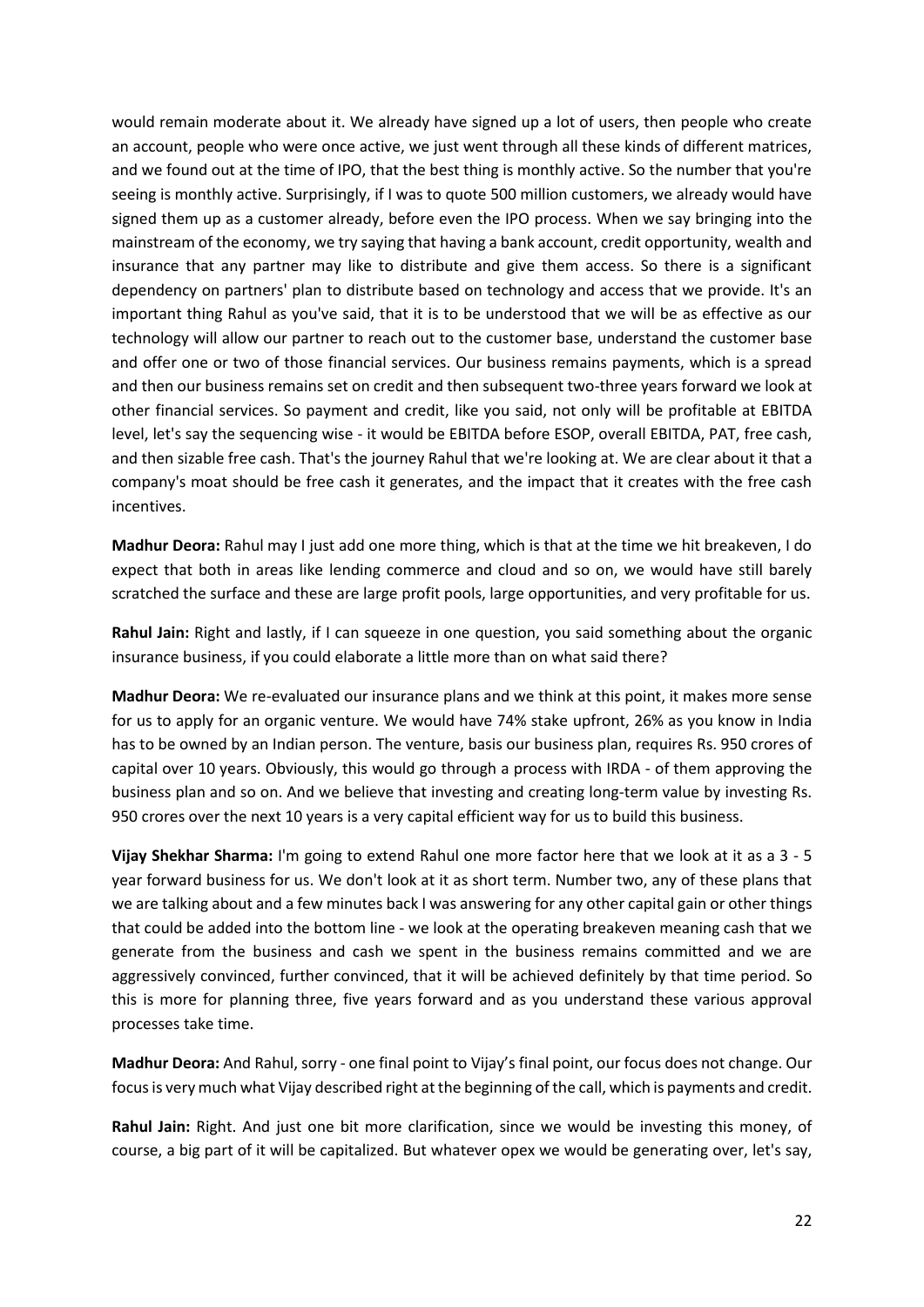would remain moderate about it. We already have signed up a lot of users, then people who create an account, people who were once active, we just went through all these kinds of different matrices, and we found out at the time of IPO, that the best thing is monthly active. So the number that you're seeing is monthly active. Surprisingly, if I was to quote 500 million customers, we already would have signed them up as a customer already, before even the IPO process. When we say bringing into the mainstream of the economy, we try saying that having a bank account, credit opportunity, wealth and insurance that any partner may like to distribute and give them access. So there is a significant dependency on partners' plan to distribute based on technology and access that we provide. It's an important thing Rahul as you've said, that it is to be understood that we will be as effective as our technology will allow our partner to reach out to the customer base, understand the customer base and offer one or two of those financial services. Our business remains payments, which is a spread and then our business remains set on credit and then subsequent two-three years forward we look at other financial services. So payment and credit, like you said, not only will be profitable at EBITDA level, let's say the sequencing wise - it would be EBITDA before ESOP, overall EBITDA, PAT, free cash, and then sizable free cash. That's the journey Rahul that we're looking at. We are clear about it that a company's moat should be free cash it generates, and the impact that it creates with the free cash incentives.

**Madhur Deora:** Rahul may I just add one more thing, which is that at the time we hit breakeven, I do expect that both in areas like lending commerce and cloud and so on, we would have still barely scratched the surface and these are large profit pools, large opportunities, and very profitable for us.

**Rahul Jain:** Right and lastly, if I can squeeze in one question, you said something about the organic insurance business, if you could elaborate a little more than on what said there?

**Madhur Deora:** We re-evaluated our insurance plans and we think at this point, it makes more sense for us to apply for an organic venture. We would have 74% stake upfront, 26% as you know in India has to be owned by an Indian person. The venture, basis our business plan, requires Rs. 950 crores of capital over 10 years. Obviously, this would go through a process with IRDA - of them approving the business plan and so on. And we believe that investing and creating long-term value by investing Rs. 950 crores over the next 10 years is a very capital efficient way for us to build this business.

**Vijay Shekhar Sharma:** I'm going to extend Rahul one more factor here that we look at it as a 3 - 5 year forward business for us. We don't look at it as short term. Number two, any of these plans that we are talking about and a few minutes back I was answering for any other capital gain or other things that could be added into the bottom line - we look at the operating breakeven meaning cash that we generate from the business and cash we spent in the business remains committed and we are aggressively convinced, further convinced, that it will be achieved definitely by that time period. So this is more for planning three, five years forward and as you understand these various approval processes take time.

**Madhur Deora:** And Rahul, sorry - one final point to Vijay's final point, our focus does not change. Our focus is very much what Vijay described right at the beginning of the call, which is payments and credit.

**Rahul Jain:** Right. And just one bit more clarification, since we would be investing this money, of course, a big part of it will be capitalized. But whatever opex we would be generating over, let's say,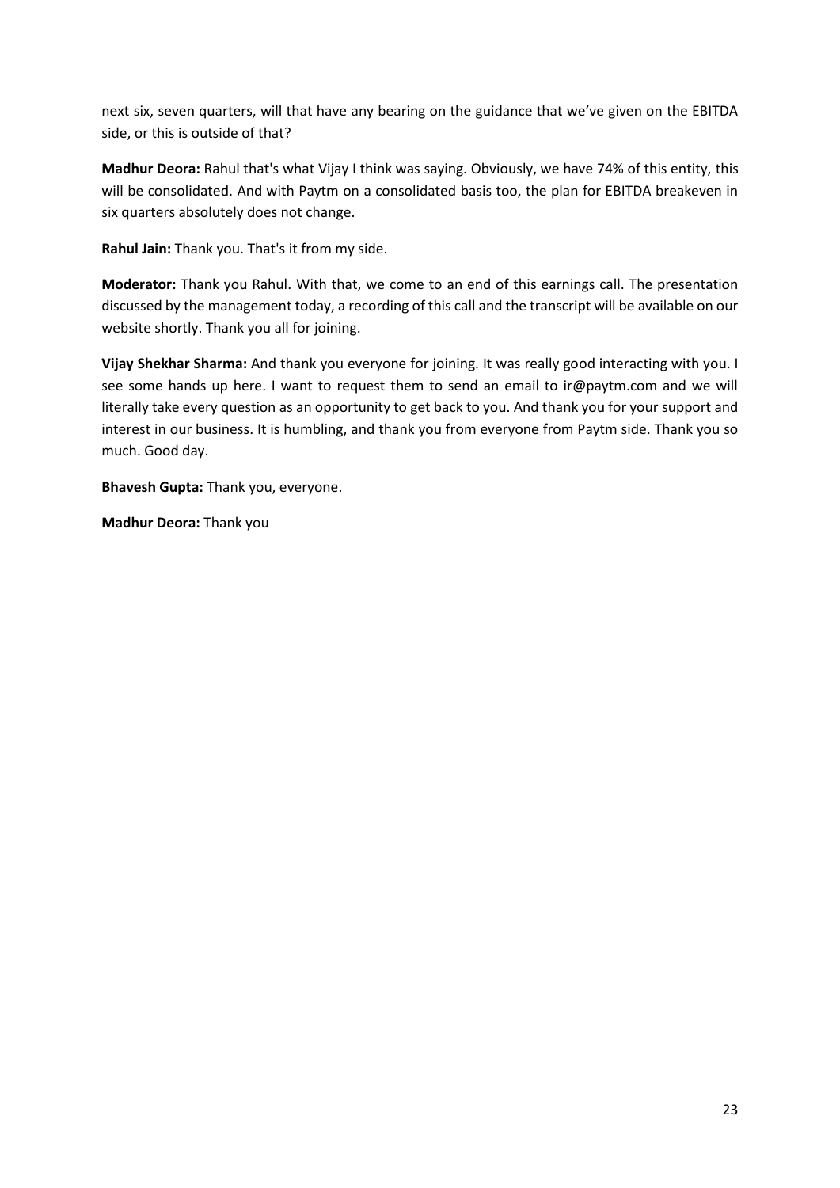next six, seven quarters, will that have any bearing on the guidance that we've given on the EBITDA side, or this is outside of that?

**Madhur Deora:** Rahul that's what Vijay I think was saying. Obviously, we have 74% of this entity, this will be consolidated. And with Paytm on a consolidated basis too, the plan for EBITDA breakeven in six quarters absolutely does not change.

**Rahul Jain:** Thank you. That's it from my side.

**Moderator:** Thank you Rahul. With that, we come to an end of this earnings call. The presentation discussed by the management today, a recording of this call and the transcript will be available on our website shortly. Thank you all for joining.

**Vijay Shekhar Sharma:** And thank you everyone for joining. It was really good interacting with you. I see some hands up here. I want to request them to send an email to ir@paytm.com and we will literally take every question as an opportunity to get back to you. And thank you for your support and interest in our business. It is humbling, and thank you from everyone from Paytm side. Thank you so much. Good day.

**Bhavesh Gupta:** Thank you, everyone.

**Madhur Deora:** Thank you